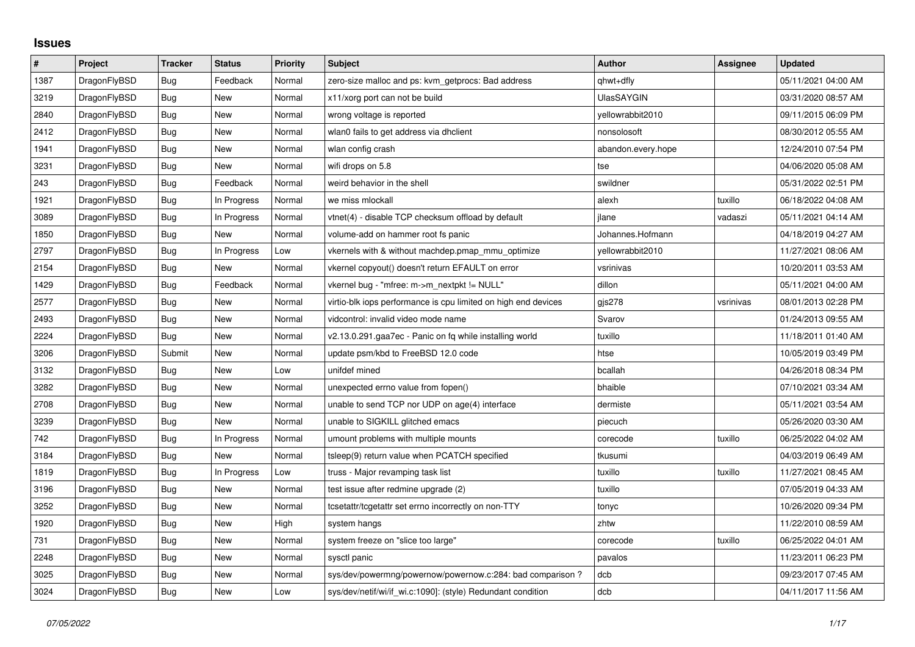## Issues

| # | Project | Tracker | Status | Priority | Subject | Author | Assignee | Updated |
|---|---|---|---|---|---|---|---|---|
| 1387 | DragonFlyBSD | Bug | Feedback | Normal | zero-size malloc and ps: kvm_getprocs: Bad address | qhwt+dfly | | 05/11/2021 04:00 AM |
| 3219 | DragonFlyBSD | Bug | New | Normal | x11/xorg port can not be build | UlasSAYGIN | | 03/31/2020 08:57 AM |
| 2840 | DragonFlyBSD | Bug | New | Normal | wrong voltage is reported | yellowrabbit2010 | | 09/11/2015 06:09 PM |
| 2412 | DragonFlyBSD | Bug | New | Normal | wlan0 fails to get address via dhclient | nonsolosoft | | 08/30/2012 05:55 AM |
| 1941 | DragonFlyBSD | Bug | New | Normal | wlan config crash | abandon.every.hope | | 12/24/2010 07:54 PM |
| 3231 | DragonFlyBSD | Bug | New | Normal | wifi drops on 5.8 | tse | | 04/06/2020 05:08 AM |
| 243 | DragonFlyBSD | Bug | Feedback | Normal | weird behavior in the shell | swildner | | 05/31/2022 02:51 PM |
| 1921 | DragonFlyBSD | Bug | In Progress | Normal | we miss mlockall | alexh | tuxillo | 06/18/2022 04:08 AM |
| 3089 | DragonFlyBSD | Bug | In Progress | Normal | vtnet(4) - disable TCP checksum offload by default | jlane | vadaszi | 05/11/2021 04:14 AM |
| 1850 | DragonFlyBSD | Bug | New | Normal | volume-add on hammer root fs panic | Johannes.Hofmann | | 04/18/2019 04:27 AM |
| 2797 | DragonFlyBSD | Bug | In Progress | Low | vkernels with & without machdep.pmap_mmu_optimize | yellowrabbit2010 | | 11/27/2021 08:06 AM |
| 2154 | DragonFlyBSD | Bug | New | Normal | vkernel copyout() doesn't return EFAULT on error | vsrinivas | | 10/20/2011 03:53 AM |
| 1429 | DragonFlyBSD | Bug | Feedback | Normal | vkernel bug - "mfree: m->m_nextpkt != NULL" | dillon | | 05/11/2021 04:00 AM |
| 2577 | DragonFlyBSD | Bug | New | Normal | virtio-blk iops performance is cpu limited on high end devices | gjs278 | vsrinivas | 08/01/2013 02:28 PM |
| 2493 | DragonFlyBSD | Bug | New | Normal | vidcontrol: invalid video mode name | Svarov | | 01/24/2013 09:55 AM |
| 2224 | DragonFlyBSD | Bug | New | Normal | v2.13.0.291.gaa7ec - Panic on fq while installing world | tuxillo | | 11/18/2011 01:40 AM |
| 3206 | DragonFlyBSD | Submit | New | Normal | update psm/kbd to FreeBSD 12.0 code | htse | | 10/05/2019 03:49 PM |
| 3132 | DragonFlyBSD | Bug | New | Low | unifdef mined | bcallah | | 04/26/2018 08:34 PM |
| 3282 | DragonFlyBSD | Bug | New | Normal | unexpected errno value from fopen() | bhaible | | 07/10/2021 03:34 AM |
| 2708 | DragonFlyBSD | Bug | New | Normal | unable to send TCP nor UDP on age(4) interface | dermiste | | 05/11/2021 03:54 AM |
| 3239 | DragonFlyBSD | Bug | New | Normal | unable to SIGKILL glitched emacs | piecuch | | 05/26/2020 03:30 AM |
| 742 | DragonFlyBSD | Bug | In Progress | Normal | umount problems with multiple mounts | corecode | tuxillo | 06/25/2022 04:02 AM |
| 3184 | DragonFlyBSD | Bug | New | Normal | tsleep(9) return value when PCATCH specified | tkusumi | | 04/03/2019 06:49 AM |
| 1819 | DragonFlyBSD | Bug | In Progress | Low | truss - Major revamping task list | tuxillo | tuxillo | 11/27/2021 08:45 AM |
| 3196 | DragonFlyBSD | Bug | New | Normal | test issue after redmine upgrade (2) | tuxillo | | 07/05/2019 04:33 AM |
| 3252 | DragonFlyBSD | Bug | New | Normal | tcsetattr/tcgetattr set errno incorrectly on non-TTY | tonyc | | 10/26/2020 09:34 PM |
| 1920 | DragonFlyBSD | Bug | New | High | system hangs | zhtw | | 11/22/2010 08:59 AM |
| 731 | DragonFlyBSD | Bug | New | Normal | system freeze on "slice too large" | corecode | tuxillo | 06/25/2022 04:01 AM |
| 2248 | DragonFlyBSD | Bug | New | Normal | sysctl panic | pavalos | | 11/23/2011 06:23 PM |
| 3025 | DragonFlyBSD | Bug | New | Normal | sys/dev/powermng/powernow/powernow.c:284: bad comparison ? | dcb | | 09/23/2017 07:45 AM |
| 3024 | DragonFlyBSD | Bug | New | Low | sys/dev/netif/wi/if_wi.c:1090]: (style) Redundant condition | dcb | | 04/11/2017 11:56 AM |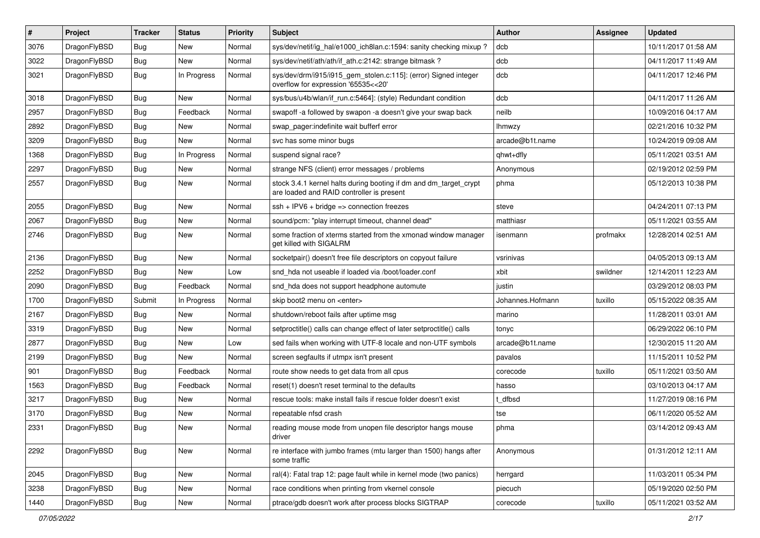| # | Project | Tracker | Status | Priority | Subject | Author | Assignee | Updated |
|---|---|---|---|---|---|---|---|---|
| 3076 | DragonFlyBSD | Bug | New | Normal | sys/dev/netif/ig_hal/e1000_ich8lan.c:1594: sanity checking mixup ? | dcb | | 10/11/2017 01:58 AM |
| 3022 | DragonFlyBSD | Bug | New | Normal | sys/dev/netif/ath/ath/if_ath.c:2142: strange bitmask ? | dcb | | 04/11/2017 11:49 AM |
| 3021 | DragonFlyBSD | Bug | In Progress | Normal | sys/dev/drm/i915/i915_gem_stolen.c:115]: (error) Signed integer overflow for expression '65535<<20' | dcb | | 04/11/2017 12:46 PM |
| 3018 | DragonFlyBSD | Bug | New | Normal | sys/bus/u4b/wlan/if_run.c:5464]: (style) Redundant condition | dcb | | 04/11/2017 11:26 AM |
| 2957 | DragonFlyBSD | Bug | Feedback | Normal | swapoff -a followed by swapon -a doesn't give your swap back | neilb | | 10/09/2016 04:17 AM |
| 2892 | DragonFlyBSD | Bug | New | Normal | swap_pager:indefinite wait bufferf error | lhmwzy | | 02/21/2016 10:32 PM |
| 3209 | DragonFlyBSD | Bug | New | Normal | svc has some minor bugs | arcade@b1t.name | | 10/24/2019 09:08 AM |
| 1368 | DragonFlyBSD | Bug | In Progress | Normal | suspend signal race? | qhwt+dfly | | 05/11/2021 03:51 AM |
| 2297 | DragonFlyBSD | Bug | New | Normal | strange NFS (client) error messages / problems | Anonymous | | 02/19/2012 02:59 PM |
| 2557 | DragonFlyBSD | Bug | New | Normal | stock 3.4.1 kernel halts during booting if dm and dm_target_crypt are loaded and RAID controller is present | phma | | 05/12/2013 10:38 PM |
| 2055 | DragonFlyBSD | Bug | New | Normal | ssh + IPV6 + bridge => connection freezes | steve | | 04/24/2011 07:13 PM |
| 2067 | DragonFlyBSD | Bug | New | Normal | sound/pcm: "play interrupt timeout, channel dead" | matthiasr | | 05/11/2021 03:55 AM |
| 2746 | DragonFlyBSD | Bug | New | Normal | some fraction of xterms started from the xmonad window manager get killed with SIGALRM | isenmann | profmakx | 12/28/2014 02:51 AM |
| 2136 | DragonFlyBSD | Bug | New | Normal | socketpair() doesn't free file descriptors on copyout failure | vsrinivas | | 04/05/2013 09:13 AM |
| 2252 | DragonFlyBSD | Bug | New | Low | snd_hda not useable if loaded via /boot/loader.conf | xbit | swildner | 12/14/2011 12:23 AM |
| 2090 | DragonFlyBSD | Bug | Feedback | Normal | snd_hda does not support headphone automute | justin | | 03/29/2012 08:03 PM |
| 1700 | DragonFlyBSD | Submit | In Progress | Normal | skip boot2 menu on <enter> | Johannes.Hofmann | tuxillo | 05/15/2022 08:35 AM |
| 2167 | DragonFlyBSD | Bug | New | Normal | shutdown/reboot fails after uptime msg | marino | | 11/28/2011 03:01 AM |
| 3319 | DragonFlyBSD | Bug | New | Normal | setproctitle() calls can change effect of later setproctitle() calls | tonyc | | 06/29/2022 06:10 PM |
| 2877 | DragonFlyBSD | Bug | New | Low | sed fails when working with UTF-8 locale and non-UTF symbols | arcade@b1t.name | | 12/30/2015 11:20 AM |
| 2199 | DragonFlyBSD | Bug | New | Normal | screen segfaults if utmpx isn't present | pavalos | | 11/15/2011 10:52 PM |
| 901 | DragonFlyBSD | Bug | Feedback | Normal | route show needs to get data from all cpus | corecode | tuxillo | 05/11/2021 03:50 AM |
| 1563 | DragonFlyBSD | Bug | Feedback | Normal | reset(1) doesn't reset terminal to the defaults | hasso | | 03/10/2013 04:17 AM |
| 3217 | DragonFlyBSD | Bug | New | Normal | rescue tools: make install fails if rescue folder doesn't exist | t_dfbsd | | 11/27/2019 08:16 PM |
| 3170 | DragonFlyBSD | Bug | New | Normal | repeatable nfsd crash | tse | | 06/11/2020 05:52 AM |
| 2331 | DragonFlyBSD | Bug | New | Normal | reading mouse mode from unopen file descriptor hangs mouse driver | phma | | 03/14/2012 09:43 AM |
| 2292 | DragonFlyBSD | Bug | New | Normal | re interface with jumbo frames (mtu larger than 1500) hangs after some traffic | Anonymous | | 01/31/2012 12:11 AM |
| 2045 | DragonFlyBSD | Bug | New | Normal | ral(4): Fatal trap 12: page fault while in kernel mode (two panics) | herrgard | | 11/03/2011 05:34 PM |
| 3238 | DragonFlyBSD | Bug | New | Normal | race conditions when printing from vkernel console | piecuch | | 05/19/2020 02:50 PM |
| 1440 | DragonFlyBSD | Bug | New | Normal | ptrace/gdb doesn't work after process blocks SIGTRAP | corecode | tuxillo | 05/11/2021 03:52 AM |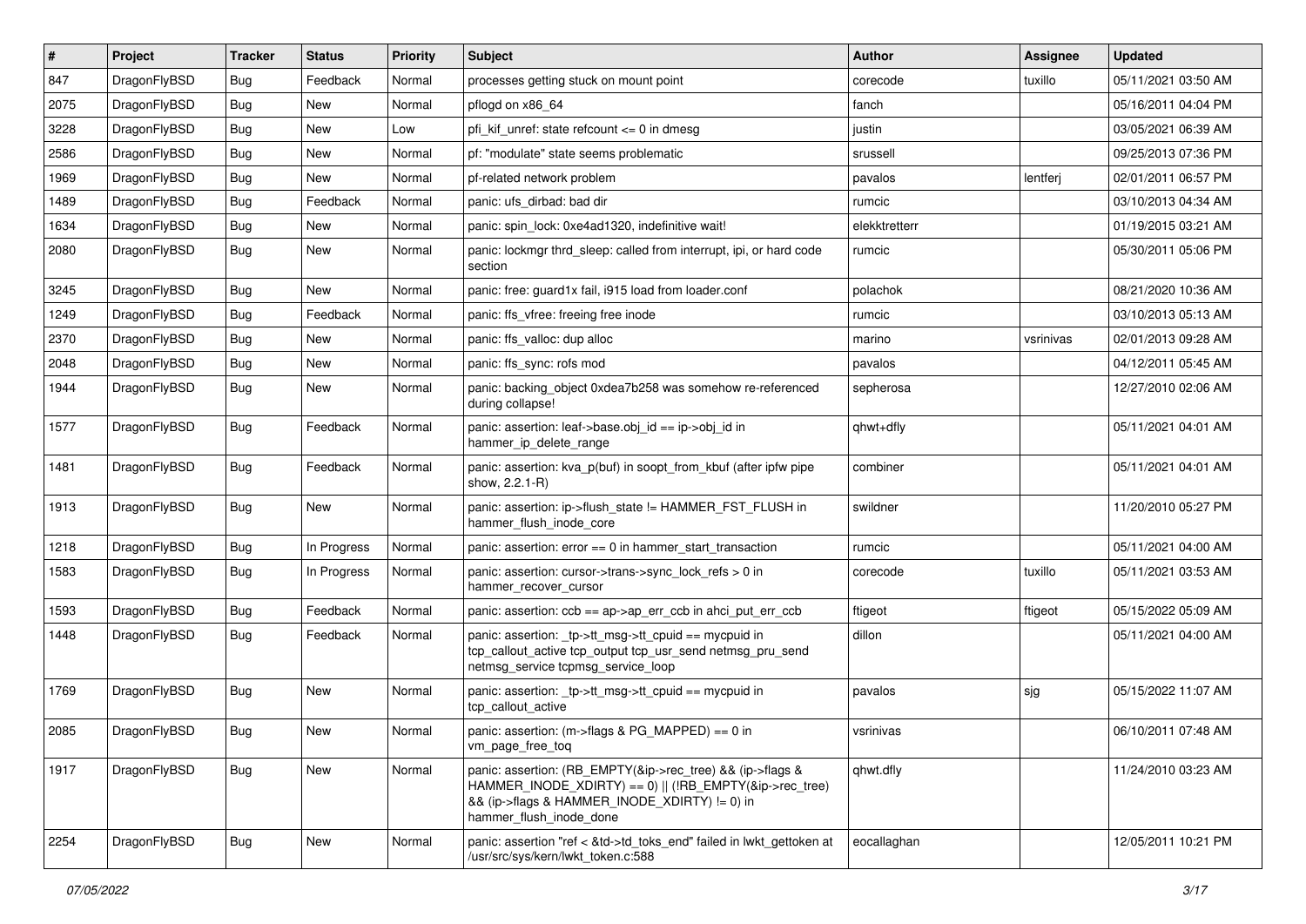| # | Project | Tracker | Status | Priority | Subject | Author | Assignee | Updated |
|---|---|---|---|---|---|---|---|---|
| 847 | DragonFlyBSD | Bug | Feedback | Normal | processes getting stuck on mount point | corecode | tuxillo | 05/11/2021 03:50 AM |
| 2075 | DragonFlyBSD | Bug | New | Normal | pflogd on x86_64 | fanch | | 05/16/2011 04:04 PM |
| 3228 | DragonFlyBSD | Bug | New | Low | pfi_kif_unref: state refcount <= 0 in dmesg | justin | | 03/05/2021 06:39 AM |
| 2586 | DragonFlyBSD | Bug | New | Normal | pf: "modulate" state seems problematic | srussell | | 09/25/2013 07:36 PM |
| 1969 | DragonFlyBSD | Bug | New | Normal | pf-related network problem | pavalos | lentferj | 02/01/2011 06:57 PM |
| 1489 | DragonFlyBSD | Bug | Feedback | Normal | panic: ufs_dirbad: bad dir | rumcic | | 03/10/2013 04:34 AM |
| 1634 | DragonFlyBSD | Bug | New | Normal | panic: spin_lock: 0xe4ad1320, indefinitive wait! | elekktretterr | | 01/19/2015 03:21 AM |
| 2080 | DragonFlyBSD | Bug | New | Normal | panic: lockmgr thrd_sleep: called from interrupt, ipi, or hard code section | rumcic | | 05/30/2011 05:06 PM |
| 3245 | DragonFlyBSD | Bug | New | Normal | panic: free: guard1x fail, i915 load from loader.conf | polachok | | 08/21/2020 10:36 AM |
| 1249 | DragonFlyBSD | Bug | Feedback | Normal | panic: ffs_vfree: freeing free inode | rumcic | | 03/10/2013 05:13 AM |
| 2370 | DragonFlyBSD | Bug | New | Normal | panic: ffs_valloc: dup alloc | marino | vsrinivas | 02/01/2013 09:28 AM |
| 2048 | DragonFlyBSD | Bug | New | Normal | panic: ffs_sync: rofs mod | pavalos | | 04/12/2011 05:45 AM |
| 1944 | DragonFlyBSD | Bug | New | Normal | panic: backing_object 0xdea7b258 was somehow re-referenced during collapse! | sepherosa | | 12/27/2010 02:06 AM |
| 1577 | DragonFlyBSD | Bug | Feedback | Normal | panic: assertion: leaf->base.obj_id == ip->obj_id in hammer_ip_delete_range | qhwt+dfly | | 05/11/2021 04:01 AM |
| 1481 | DragonFlyBSD | Bug | Feedback | Normal | panic: assertion: kva_p(buf) in soopt_from_kbuf (after ipfw pipe show, 2.2.1-R) | combiner | | 05/11/2021 04:01 AM |
| 1913 | DragonFlyBSD | Bug | New | Normal | panic: assertion: ip->flush_state != HAMMER_FST_FLUSH in hammer_flush_inode_core | swildner | | 11/20/2010 05:27 PM |
| 1218 | DragonFlyBSD | Bug | In Progress | Normal | panic: assertion: error == 0 in hammer_start_transaction | rumcic | | 05/11/2021 04:00 AM |
| 1583 | DragonFlyBSD | Bug | In Progress | Normal | panic: assertion: cursor->trans->sync_lock_refs > 0 in hammer_recover_cursor | corecode | tuxillo | 05/11/2021 03:53 AM |
| 1593 | DragonFlyBSD | Bug | Feedback | Normal | panic: assertion: ccb == ap->ap_err_ccb in ahci_put_err_ccb | ftigeot | ftigeot | 05/15/2022 05:09 AM |
| 1448 | DragonFlyBSD | Bug | Feedback | Normal | panic: assertion: _tp->tt_msg->tt_cpuid == mycpuid in tcp_callout_active tcp_output tcp_usr_send netmsg_pru_send netmsg_service tcpmsg_service_loop | dillon | | 05/11/2021 04:00 AM |
| 1769 | DragonFlyBSD | Bug | New | Normal | panic: assertion: _tp->tt_msg->tt_cpuid == mycpuid in tcp_callout_active | pavalos | sjg | 05/15/2022 11:07 AM |
| 2085 | DragonFlyBSD | Bug | New | Normal | panic: assertion: (m->flags & PG_MAPPED) == 0 in vm_page_free_toq | vsrinivas | | 06/10/2011 07:48 AM |
| 1917 | DragonFlyBSD | Bug | New | Normal | panic: assertion: (RB_EMPTY(&ip->rec_tree) && (ip->flags & HAMMER_INODE_XDIRTY) == 0) \|\| (!RB_EMPTY(&ip->rec_tree) && (ip->flags & HAMMER_INODE_XDIRTY) != 0) in hammer_flush_inode_done | qhwt.dfly | | 11/24/2010 03:23 AM |
| 2254 | DragonFlyBSD | Bug | New | Normal | panic: assertion "ref < &td->td_toks_end" failed in lwkt_gettoken at /usr/src/sys/kern/lwkt_token.c:588 | eocallaghan | | 12/05/2011 10:21 PM |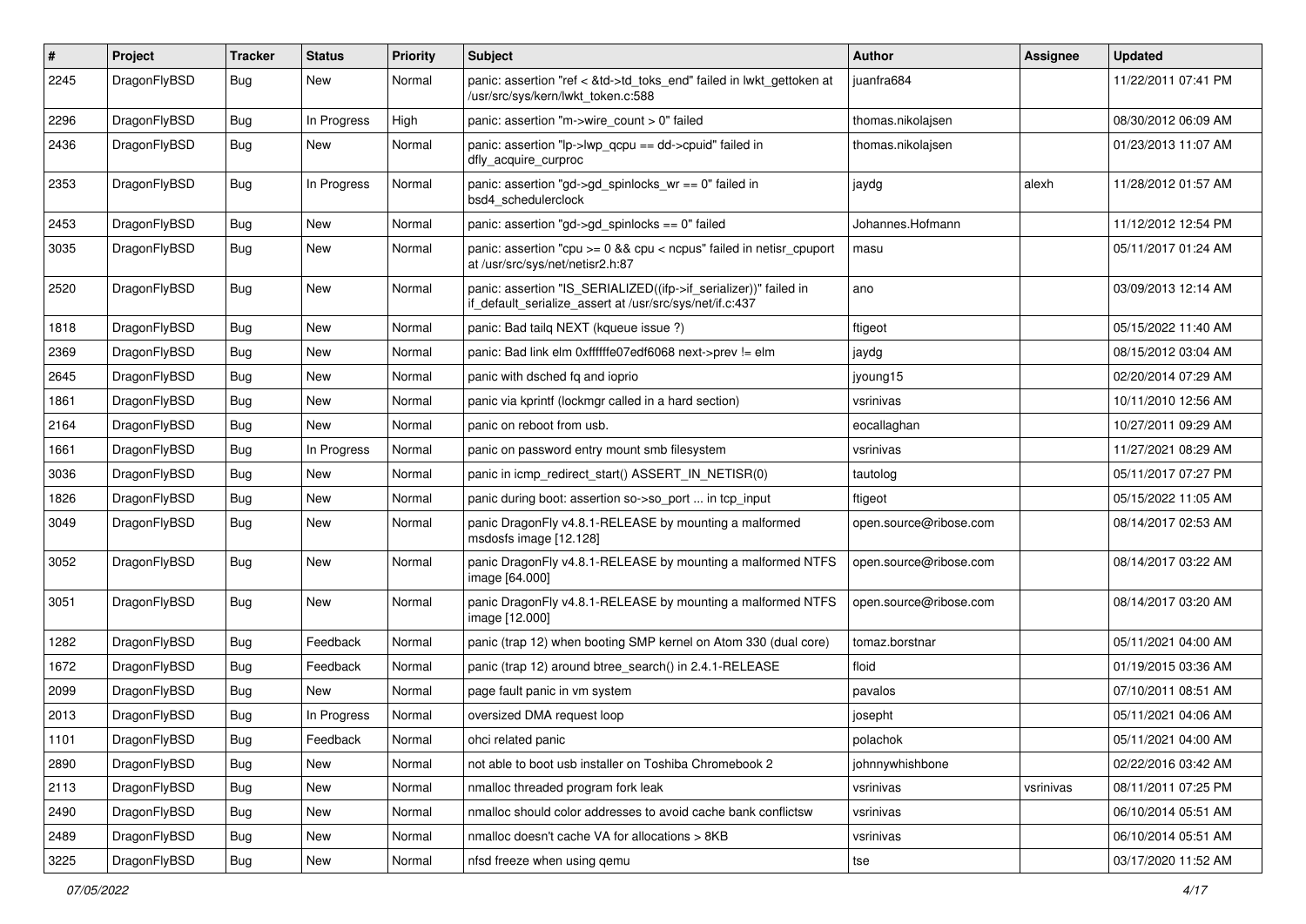| # | Project | Tracker | Status | Priority | Subject | Author | Assignee | Updated |
|---|---|---|---|---|---|---|---|---|
| 2245 | DragonFlyBSD | Bug | New | Normal | panic: assertion "ref < &td->td_toks_end" failed in lwkt_gettoken at /usr/src/sys/kern/lwkt_token.c:588 | juanfra684 | | 11/22/2011 07:41 PM |
| 2296 | DragonFlyBSD | Bug | In Progress | High | panic: assertion "m->wire_count > 0" failed | thomas.nikolajsen | | 08/30/2012 06:09 AM |
| 2436 | DragonFlyBSD | Bug | New | Normal | panic: assertion "lp->lwp_qcpu == dd->cpuid" failed in dfly_acquire_curproc | thomas.nikolajsen | | 01/23/2013 11:07 AM |
| 2353 | DragonFlyBSD | Bug | In Progress | Normal | panic: assertion "gd->gd_spinlocks_wr == 0" failed in bsd4_schedulerclock | jaydg | alexh | 11/28/2012 01:57 AM |
| 2453 | DragonFlyBSD | Bug | New | Normal | panic: assertion "gd->gd_spinlocks == 0" failed | Johannes.Hofmann | | 11/12/2012 12:54 PM |
| 3035 | DragonFlyBSD | Bug | New | Normal | panic: assertion "cpu >= 0 && cpu < ncpus" failed in netisr_cpuport at /usr/src/sys/net/netisr2.h:87 | masu | | 05/11/2017 01:24 AM |
| 2520 | DragonFlyBSD | Bug | New | Normal | panic: assertion "IS_SERIALIZED((ifp->if_serializer))" failed in if_default_serialize_assert at /usr/src/sys/net/if.c:437 | ano | | 03/09/2013 12:14 AM |
| 1818 | DragonFlyBSD | Bug | New | Normal | panic: Bad tailq NEXT (kqueue issue ?) | ftigeot | | 05/15/2022 11:40 AM |
| 2369 | DragonFlyBSD | Bug | New | Normal | panic: Bad link elm 0xffffffe07edf6068 next->prev != elm | jaydg | | 08/15/2012 03:04 AM |
| 2645 | DragonFlyBSD | Bug | New | Normal | panic with dsched fq and ioprio | jyoung15 | | 02/20/2014 07:29 AM |
| 1861 | DragonFlyBSD | Bug | New | Normal | panic via kprintf (lockmgr called in a hard section) | vsrinivas | | 10/11/2010 12:56 AM |
| 2164 | DragonFlyBSD | Bug | New | Normal | panic on reboot from usb. | eocallaghan | | 10/27/2011 09:29 AM |
| 1661 | DragonFlyBSD | Bug | In Progress | Normal | panic on password entry mount smb filesystem | vsrinivas | | 11/27/2021 08:29 AM |
| 3036 | DragonFlyBSD | Bug | New | Normal | panic in icmp_redirect_start() ASSERT_IN_NETISR(0) | tautolog | | 05/11/2017 07:27 PM |
| 1826 | DragonFlyBSD | Bug | New | Normal | panic during boot: assertion so->so_port ... in tcp_input | ftigeot | | 05/15/2022 11:05 AM |
| 3049 | DragonFlyBSD | Bug | New | Normal | panic DragonFly v4.8.1-RELEASE by mounting a malformed msdosfs image [12.128] | open.source@ribose.com | | 08/14/2017 02:53 AM |
| 3052 | DragonFlyBSD | Bug | New | Normal | panic DragonFly v4.8.1-RELEASE by mounting a malformed NTFS image [64.000] | open.source@ribose.com | | 08/14/2017 03:22 AM |
| 3051 | DragonFlyBSD | Bug | New | Normal | panic DragonFly v4.8.1-RELEASE by mounting a malformed NTFS image [12.000] | open.source@ribose.com | | 08/14/2017 03:20 AM |
| 1282 | DragonFlyBSD | Bug | Feedback | Normal | panic (trap 12) when booting SMP kernel on Atom 330 (dual core) | tomaz.borstnar | | 05/11/2021 04:00 AM |
| 1672 | DragonFlyBSD | Bug | Feedback | Normal | panic (trap 12) around btree_search() in 2.4.1-RELEASE | floid | | 01/19/2015 03:36 AM |
| 2099 | DragonFlyBSD | Bug | New | Normal | page fault panic in vm system | pavalos | | 07/10/2011 08:51 AM |
| 2013 | DragonFlyBSD | Bug | In Progress | Normal | oversized DMA request loop | josepht | | 05/11/2021 04:06 AM |
| 1101 | DragonFlyBSD | Bug | Feedback | Normal | ohci related panic | polachok | | 05/11/2021 04:00 AM |
| 2890 | DragonFlyBSD | Bug | New | Normal | not able to boot usb installer on Toshiba Chromebook 2 | johnnywhishbone | | 02/22/2016 03:42 AM |
| 2113 | DragonFlyBSD | Bug | New | Normal | nmalloc threaded program fork leak | vsrinivas | vsrinivas | 08/11/2011 07:25 PM |
| 2490 | DragonFlyBSD | Bug | New | Normal | nmalloc should color addresses to avoid cache bank conflictsw | vsrinivas | | 06/10/2014 05:51 AM |
| 2489 | DragonFlyBSD | Bug | New | Normal | nmalloc doesn't cache VA for allocations > 8KB | vsrinivas | | 06/10/2014 05:51 AM |
| 3225 | DragonFlyBSD | Bug | New | Normal | nfsd freeze when using qemu | tse | | 03/17/2020 11:52 AM |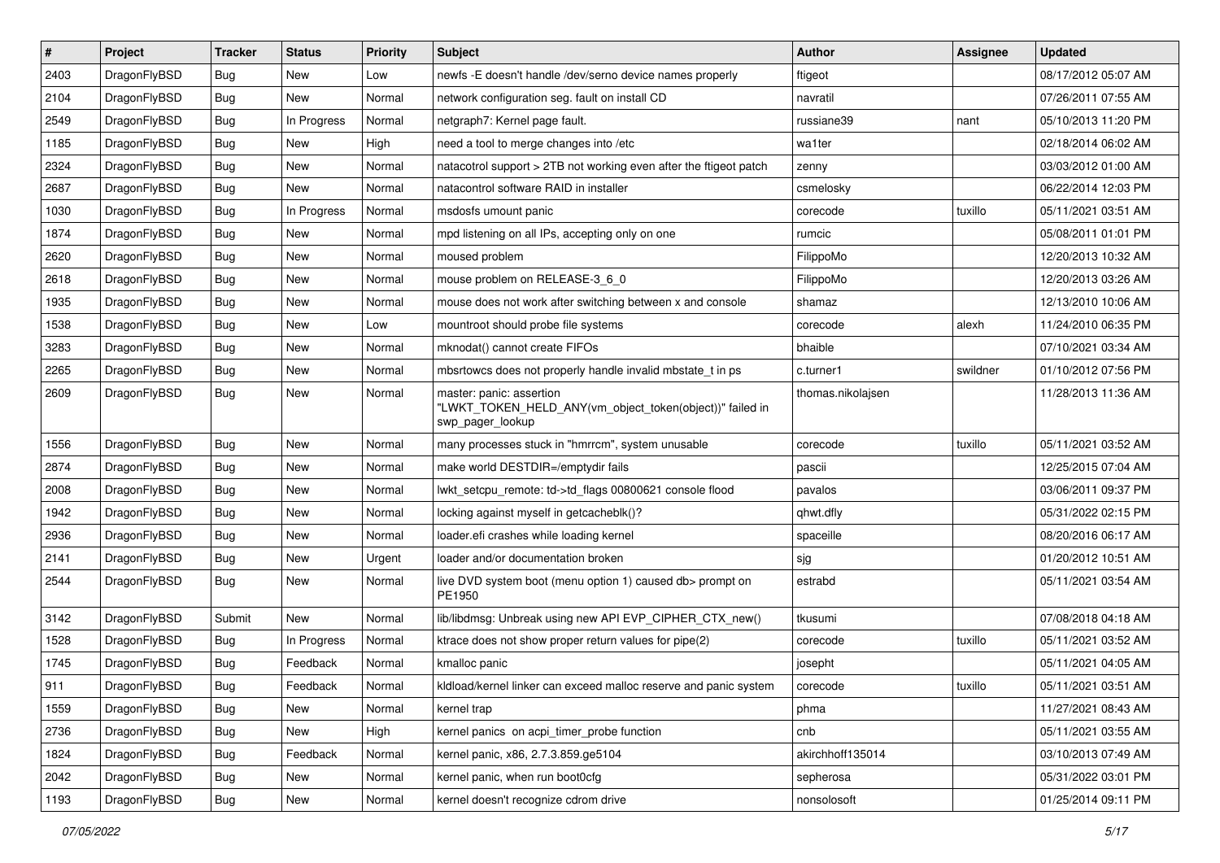| # | Project | Tracker | Status | Priority | Subject | Author | Assignee | Updated |
|---|---|---|---|---|---|---|---|---|
| 2403 | DragonFlyBSD | Bug | New | Low | newfs -E doesn't handle /dev/serno device names properly | ftigeot | | 08/17/2012 05:07 AM |
| 2104 | DragonFlyBSD | Bug | New | Normal | network configuration seg. fault on install CD | navratil | | 07/26/2011 07:55 AM |
| 2549 | DragonFlyBSD | Bug | In Progress | Normal | netgraph7: Kernel page fault. | russiane39 | nant | 05/10/2013 11:20 PM |
| 1185 | DragonFlyBSD | Bug | New | High | need a tool to merge changes into /etc | wa1ter | | 02/18/2014 06:02 AM |
| 2324 | DragonFlyBSD | Bug | New | Normal | natacotrol support > 2TB not working even after the ftigeot patch | zenny | | 03/03/2012 01:00 AM |
| 2687 | DragonFlyBSD | Bug | New | Normal | natacontrol software RAID in installer | csmelosky | | 06/22/2014 12:03 PM |
| 1030 | DragonFlyBSD | Bug | In Progress | Normal | msdosfs umount panic | corecode | tuxillo | 05/11/2021 03:51 AM |
| 1874 | DragonFlyBSD | Bug | New | Normal | mpd listening on all IPs, accepting only on one | rumcic | | 05/08/2011 01:01 PM |
| 2620 | DragonFlyBSD | Bug | New | Normal | moused problem | FilippoMo | | 12/20/2013 10:32 AM |
| 2618 | DragonFlyBSD | Bug | New | Normal | mouse problem on RELEASE-3_6_0 | FilippoMo | | 12/20/2013 03:26 AM |
| 1935 | DragonFlyBSD | Bug | New | Normal | mouse does not work after switching between x and console | shamaz | | 12/13/2010 10:06 AM |
| 1538 | DragonFlyBSD | Bug | New | Low | mountroot should probe file systems | corecode | alexh | 11/24/2010 06:35 PM |
| 3283 | DragonFlyBSD | Bug | New | Normal | mknodat() cannot create FIFOs | bhaible | | 07/10/2021 03:34 AM |
| 2265 | DragonFlyBSD | Bug | New | Normal | mbsrtowcs does not properly handle invalid mbstate_t in ps | c.turner1 | swildner | 01/10/2012 07:56 PM |
| 2609 | DragonFlyBSD | Bug | New | Normal | master: panic: assertion "LWKT_TOKEN_HELD_ANY(vm_object_token(object))" failed in swp_pager_lookup | thomas.nikolajsen | | 11/28/2013 11:36 AM |
| 1556 | DragonFlyBSD | Bug | New | Normal | many processes stuck in "hmrrcm", system unusable | corecode | tuxillo | 05/11/2021 03:52 AM |
| 2874 | DragonFlyBSD | Bug | New | Normal | make world DESTDIR=/emptydir fails | pascii | | 12/25/2015 07:04 AM |
| 2008 | DragonFlyBSD | Bug | New | Normal | lwkt_setcpu_remote: td->td_flags 00800621 console flood | pavalos | | 03/06/2011 09:37 PM |
| 1942 | DragonFlyBSD | Bug | New | Normal | locking against myself in getcacheblk()? | qhwt.dfly | | 05/31/2022 02:15 PM |
| 2936 | DragonFlyBSD | Bug | New | Normal | loader.efi crashes while loading kernel | spaceille | | 08/20/2016 06:17 AM |
| 2141 | DragonFlyBSD | Bug | New | Urgent | loader and/or documentation broken | sjg | | 01/20/2012 10:51 AM |
| 2544 | DragonFlyBSD | Bug | New | Normal | live DVD system boot (menu option 1) caused db> prompt on PE1950 | estrabd | | 05/11/2021 03:54 AM |
| 3142 | DragonFlyBSD | Submit | New | Normal | lib/libdmsg: Unbreak using new API EVP_CIPHER_CTX_new() | tkusumi | | 07/08/2018 04:18 AM |
| 1528 | DragonFlyBSD | Bug | In Progress | Normal | ktrace does not show proper return values for pipe(2) | corecode | tuxillo | 05/11/2021 03:52 AM |
| 1745 | DragonFlyBSD | Bug | Feedback | Normal | kmalloc panic | josepht | | 05/11/2021 04:05 AM |
| 911 | DragonFlyBSD | Bug | Feedback | Normal | kldload/kernel linker can exceed malloc reserve and panic system | corecode | tuxillo | 05/11/2021 03:51 AM |
| 1559 | DragonFlyBSD | Bug | New | Normal | kernel trap | phma | | 11/27/2021 08:43 AM |
| 2736 | DragonFlyBSD | Bug | New | High | kernel panics on acpi_timer_probe function | cnb | | 05/11/2021 03:55 AM |
| 1824 | DragonFlyBSD | Bug | Feedback | Normal | kernel panic, x86, 2.7.3.859.ge5104 | akirchhoff135014 | | 03/10/2013 07:49 AM |
| 2042 | DragonFlyBSD | Bug | New | Normal | kernel panic, when run boot0cfg | sepherosa | | 05/31/2022 03:01 PM |
| 1193 | DragonFlyBSD | Bug | New | Normal | kernel doesn't recognize cdrom drive | nonsolosoft | | 01/25/2014 09:11 PM |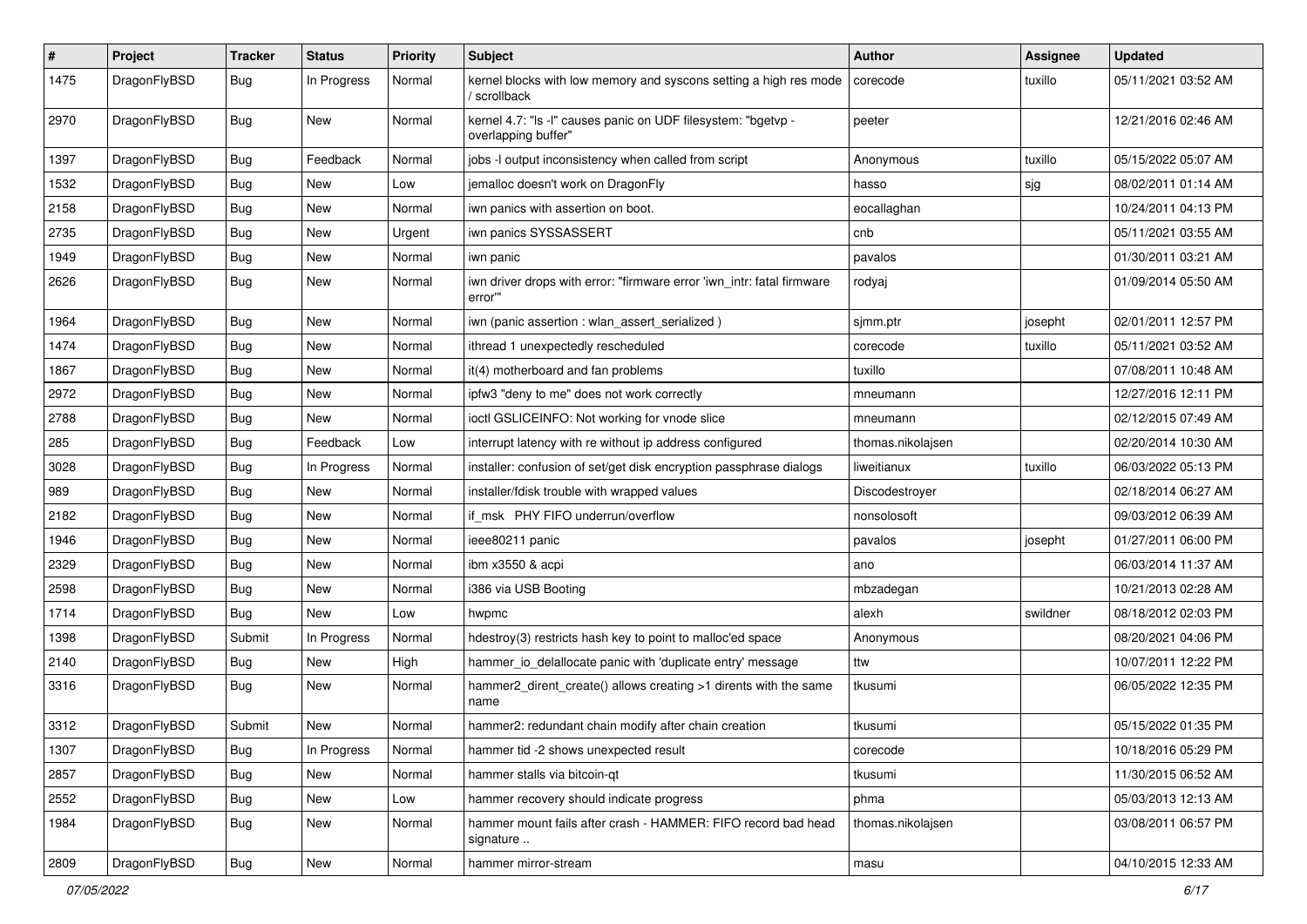| # | Project | Tracker | Status | Priority | Subject | Author | Assignee | Updated |
|---|---|---|---|---|---|---|---|---|
| 1475 | DragonFlyBSD | Bug | In Progress | Normal | kernel blocks with low memory and syscons setting a high res mode / scrollback | corecode | tuxillo | 05/11/2021 03:52 AM |
| 2970 | DragonFlyBSD | Bug | New | Normal | kernel 4.7: "ls -l" causes panic on UDF filesystem: "bgetvp - overlapping buffer" | peeter | | 12/21/2016 02:46 AM |
| 1397 | DragonFlyBSD | Bug | Feedback | Normal | jobs -I output inconsistency when called from script | Anonymous | tuxillo | 05/15/2022 05:07 AM |
| 1532 | DragonFlyBSD | Bug | New | Low | jemalloc doesn't work on DragonFly | hasso | sjg | 08/02/2011 01:14 AM |
| 2158 | DragonFlyBSD | Bug | New | Normal | iwn panics with assertion on boot. | eocallaghan | | 10/24/2011 04:13 PM |
| 2735 | DragonFlyBSD | Bug | New | Urgent | iwn panics SYSSASSERT | cnb | | 05/11/2021 03:55 AM |
| 1949 | DragonFlyBSD | Bug | New | Normal | iwn panic | pavalos | | 01/30/2011 03:21 AM |
| 2626 | DragonFlyBSD | Bug | New | Normal | iwn driver drops with error: "firmware error 'iwn_intr: fatal firmware error'" | rodyaj | | 01/09/2014 05:50 AM |
| 1964 | DragonFlyBSD | Bug | New | Normal | iwn (panic assertion : wlan_assert_serialized ) | sjmm.ptr | josepht | 02/01/2011 12:57 PM |
| 1474 | DragonFlyBSD | Bug | New | Normal | ithread 1 unexpectedly rescheduled | corecode | tuxillo | 05/11/2021 03:52 AM |
| 1867 | DragonFlyBSD | Bug | New | Normal | it(4) motherboard and fan problems | tuxillo | | 07/08/2011 10:48 AM |
| 2972 | DragonFlyBSD | Bug | New | Normal | ipfw3 "deny to me" does not work correctly | mneumann | | 12/27/2016 12:11 PM |
| 2788 | DragonFlyBSD | Bug | New | Normal | ioctl GSLICEINFO: Not working for vnode slice | mneumann | | 02/12/2015 07:49 AM |
| 285 | DragonFlyBSD | Bug | Feedback | Low | interrupt latency with re without ip address configured | thomas.nikolajsen | | 02/20/2014 10:30 AM |
| 3028 | DragonFlyBSD | Bug | In Progress | Normal | installer: confusion of set/get disk encryption passphrase dialogs | liweitianux | tuxillo | 06/03/2022 05:13 PM |
| 989 | DragonFlyBSD | Bug | New | Normal | installer/fdisk trouble with wrapped values | Discodestroyer | | 02/18/2014 06:27 AM |
| 2182 | DragonFlyBSD | Bug | New | Normal | if_msk PHY FIFO underrun/overflow | nonsolosoft | | 09/03/2012 06:39 AM |
| 1946 | DragonFlyBSD | Bug | New | Normal | ieee80211 panic | pavalos | josepht | 01/27/2011 06:00 PM |
| 2329 | DragonFlyBSD | Bug | New | Normal | ibm x3550 & acpi | ano | | 06/03/2014 11:37 AM |
| 2598 | DragonFlyBSD | Bug | New | Normal | i386 via USB Booting | mbzadegan | | 10/21/2013 02:28 AM |
| 1714 | DragonFlyBSD | Bug | New | Low | hwpmc | alexh | swildner | 08/18/2012 02:03 PM |
| 1398 | DragonFlyBSD | Submit | In Progress | Normal | hdestroy(3) restricts hash key to point to malloc'ed space | Anonymous | | 08/20/2021 04:06 PM |
| 2140 | DragonFlyBSD | Bug | New | High | hammer_io_delallocate panic with 'duplicate entry' message | ttw | | 10/07/2011 12:22 PM |
| 3316 | DragonFlyBSD | Bug | New | Normal | hammer2_dirent_create() allows creating >1 dirents with the same name | tkusumi | | 06/05/2022 12:35 PM |
| 3312 | DragonFlyBSD | Submit | New | Normal | hammer2: redundant chain modify after chain creation | tkusumi | | 05/15/2022 01:35 PM |
| 1307 | DragonFlyBSD | Bug | In Progress | Normal | hammer tid -2 shows unexpected result | corecode | | 10/18/2016 05:29 PM |
| 2857 | DragonFlyBSD | Bug | New | Normal | hammer stalls via bitcoin-qt | tkusumi | | 11/30/2015 06:52 AM |
| 2552 | DragonFlyBSD | Bug | New | Low | hammer recovery should indicate progress | phma | | 05/03/2013 12:13 AM |
| 1984 | DragonFlyBSD | Bug | New | Normal | hammer mount fails after crash - HAMMER: FIFO record bad head signature .. | thomas.nikolajsen | | 03/08/2011 06:57 PM |
| 2809 | DragonFlyBSD | Bug | New | Normal | hammer mirror-stream | masu | | 04/10/2015 12:33 AM |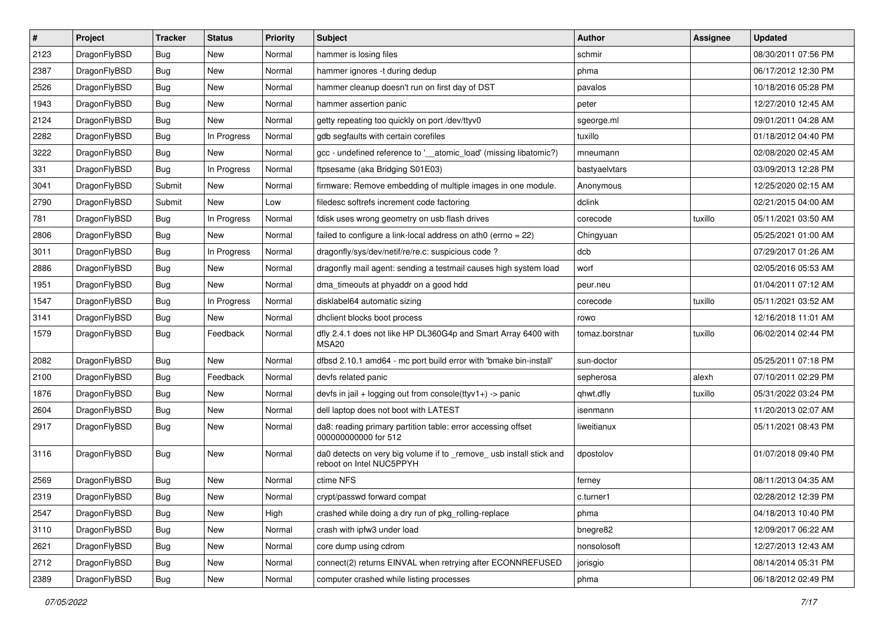| # | Project | Tracker | Status | Priority | Subject | Author | Assignee | Updated |
|---|---|---|---|---|---|---|---|---|
| 2123 | DragonFlyBSD | Bug | New | Normal | hammer is losing files | schmir | | 08/30/2011 07:56 PM |
| 2387 | DragonFlyBSD | Bug | New | Normal | hammer ignores -t during dedup | phma | | 06/17/2012 12:30 PM |
| 2526 | DragonFlyBSD | Bug | New | Normal | hammer cleanup doesn't run on first day of DST | pavalos | | 10/18/2016 05:28 PM |
| 1943 | DragonFlyBSD | Bug | New | Normal | hammer assertion panic | peter | | 12/27/2010 12:45 AM |
| 2124 | DragonFlyBSD | Bug | New | Normal | getty repeating too quickly on port /dev/ttyv0 | sgeorge.ml | | 09/01/2011 04:28 AM |
| 2282 | DragonFlyBSD | Bug | In Progress | Normal | gdb segfaults with certain corefiles | tuxillo | | 01/18/2012 04:40 PM |
| 3222 | DragonFlyBSD | Bug | New | Normal | gcc - undefined reference to '__atomic_load' (missing libatomic?) | mneumann | | 02/08/2020 02:45 AM |
| 331 | DragonFlyBSD | Bug | In Progress | Normal | ftpsesame (aka Bridging S01E03) | bastyaelvtars | | 03/09/2013 12:28 PM |
| 3041 | DragonFlyBSD | Submit | New | Normal | firmware: Remove embedding of multiple images in one module. | Anonymous | | 12/25/2020 02:15 AM |
| 2790 | DragonFlyBSD | Submit | New | Low | filedesc softrefs increment code factoring | dclink | | 02/21/2015 04:00 AM |
| 781 | DragonFlyBSD | Bug | In Progress | Normal | fdisk uses wrong geometry on usb flash drives | corecode | tuxillo | 05/11/2021 03:50 AM |
| 2806 | DragonFlyBSD | Bug | New | Normal | failed to configure a link-local address on ath0 (errno = 22) | Chingyuan | | 05/25/2021 01:00 AM |
| 3011 | DragonFlyBSD | Bug | In Progress | Normal | dragonfly/sys/dev/netif/re/re.c: suspicious code ? | dcb | | 07/29/2017 01:26 AM |
| 2886 | DragonFlyBSD | Bug | New | Normal | dragonfly mail agent: sending a testmail causes high system load | worf | | 02/05/2016 05:53 AM |
| 1951 | DragonFlyBSD | Bug | New | Normal | dma_timeouts at phyaddr on a good hdd | peur.neu | | 01/04/2011 07:12 AM |
| 1547 | DragonFlyBSD | Bug | In Progress | Normal | disklabel64 automatic sizing | corecode | tuxillo | 05/11/2021 03:52 AM |
| 3141 | DragonFlyBSD | Bug | New | Normal | dhclient blocks boot process | rowo | | 12/16/2018 11:01 AM |
| 1579 | DragonFlyBSD | Bug | Feedback | Normal | dfly 2.4.1 does not like HP DL360G4p and Smart Array 6400 with MSA20 | tomaz.borstnar | tuxillo | 06/02/2014 02:44 PM |
| 2082 | DragonFlyBSD | Bug | New | Normal | dfbsd 2.10.1 amd64 - mc port build error with 'bmake bin-install' | sun-doctor | | 05/25/2011 07:18 PM |
| 2100 | DragonFlyBSD | Bug | Feedback | Normal | devfs related panic | sepherosa | alexh | 07/10/2011 02:29 PM |
| 1876 | DragonFlyBSD | Bug | New | Normal | devfs in jail + logging out from console(ttyv1+) -> panic | qhwt.dfly | tuxillo | 05/31/2022 03:24 PM |
| 2604 | DragonFlyBSD | Bug | New | Normal | dell laptop does not boot with LATEST | isenmann | | 11/20/2013 02:07 AM |
| 2917 | DragonFlyBSD | Bug | New | Normal | da8: reading primary partition table: error accessing offset 000000000000 for 512 | liweitianux | | 05/11/2021 08:43 PM |
| 3116 | DragonFlyBSD | Bug | New | Normal | da0 detects on very big volume if to _remove_ usb install stick and reboot on Intel NUC5PPYH | dpostolov | | 01/07/2018 09:40 PM |
| 2569 | DragonFlyBSD | Bug | New | Normal | ctime NFS | ferney | | 08/11/2013 04:35 AM |
| 2319 | DragonFlyBSD | Bug | New | Normal | crypt/passwd forward compat | c.turner1 | | 02/28/2012 12:39 PM |
| 2547 | DragonFlyBSD | Bug | New | High | crashed while doing a dry run of pkg_rolling-replace | phma | | 04/18/2013 10:40 PM |
| 3110 | DragonFlyBSD | Bug | New | Normal | crash with ipfw3 under load | bnegre82 | | 12/09/2017 06:22 AM |
| 2621 | DragonFlyBSD | Bug | New | Normal | core dump using cdrom | nonsolosoft | | 12/27/2013 12:43 AM |
| 2712 | DragonFlyBSD | Bug | New | Normal | connect(2) returns EINVAL when retrying after ECONNREFUSED | jorisgio | | 08/14/2014 05:31 PM |
| 2389 | DragonFlyBSD | Bug | New | Normal | computer crashed while listing processes | phma | | 06/18/2012 02:49 PM |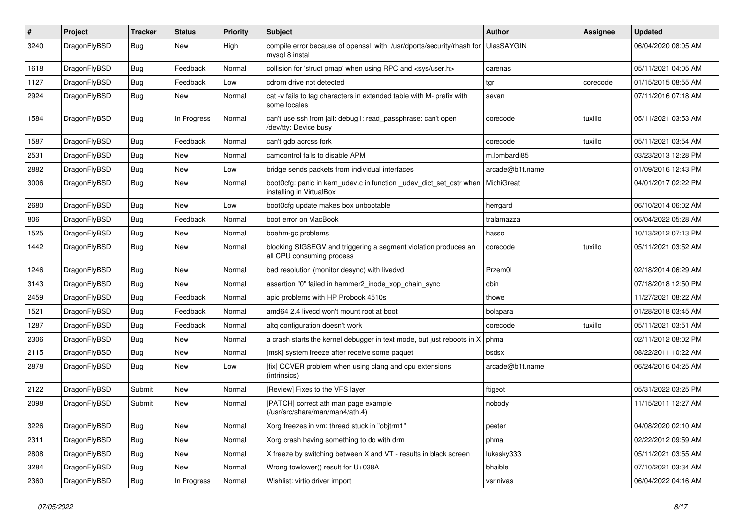| # | Project | Tracker | Status | Priority | Subject | Author | Assignee | Updated |
|---|---|---|---|---|---|---|---|---|
| 3240 | DragonFlyBSD | Bug | New | High | compile error because of openssl with /usr/dports/security/rhash for mysql 8 install | UlasSAYGIN | | 06/04/2020 08:05 AM |
| 1618 | DragonFlyBSD | Bug | Feedback | Normal | collision for 'struct pmap' when using RPC and <sys/user.h> | carenas | | 05/11/2021 04:05 AM |
| 1127 | DragonFlyBSD | Bug | Feedback | Low | cdrom drive not detected | tgr | corecode | 01/15/2015 08:55 AM |
| 2924 | DragonFlyBSD | Bug | New | Normal | cat -v fails to tag characters in extended table with M- prefix with some locales | sevan | | 07/11/2016 07:18 AM |
| 1584 | DragonFlyBSD | Bug | In Progress | Normal | can't use ssh from jail: debug1: read_passphrase: can't open /dev/tty: Device busy | corecode | tuxillo | 05/11/2021 03:53 AM |
| 1587 | DragonFlyBSD | Bug | Feedback | Normal | can't gdb across fork | corecode | tuxillo | 05/11/2021 03:54 AM |
| 2531 | DragonFlyBSD | Bug | New | Normal | camcontrol fails to disable APM | m.lombardi85 | | 03/23/2013 12:28 PM |
| 2882 | DragonFlyBSD | Bug | New | Low | bridge sends packets from individual interfaces | arcade@b1t.name | | 01/09/2016 12:43 PM |
| 3006 | DragonFlyBSD | Bug | New | Normal | boot0cfg: panic in kern_udev.c in function _udev_dict_set_cstr when installing in VirtualBox | MichiGreat | | 04/01/2017 02:22 PM |
| 2680 | DragonFlyBSD | Bug | New | Low | boot0cfg update makes box unbootable | herrgard | | 06/10/2014 06:02 AM |
| 806 | DragonFlyBSD | Bug | Feedback | Normal | boot error on MacBook | tralamazza | | 06/04/2022 05:28 AM |
| 1525 | DragonFlyBSD | Bug | New | Normal | boehm-gc problems | hasso | | 10/13/2012 07:13 PM |
| 1442 | DragonFlyBSD | Bug | New | Normal | blocking SIGSEGV and triggering a segment violation produces an all CPU consuming process | corecode | tuxillo | 05/11/2021 03:52 AM |
| 1246 | DragonFlyBSD | Bug | New | Normal | bad resolution (monitor desync) with livedvd | Przem0l | | 02/18/2014 06:29 AM |
| 3143 | DragonFlyBSD | Bug | New | Normal | assertion "0" failed in hammer2_inode_xop_chain_sync | cbin | | 07/18/2018 12:50 PM |
| 2459 | DragonFlyBSD | Bug | Feedback | Normal | apic problems with HP Probook 4510s | thowe | | 11/27/2021 08:22 AM |
| 1521 | DragonFlyBSD | Bug | Feedback | Normal | amd64 2.4 livecd won't mount root at boot | bolapara | | 01/28/2018 03:45 AM |
| 1287 | DragonFlyBSD | Bug | Feedback | Normal | altq configuration doesn't work | corecode | tuxillo | 05/11/2021 03:51 AM |
| 2306 | DragonFlyBSD | Bug | New | Normal | a crash starts the kernel debugger in text mode, but just reboots in X | phma | | 02/11/2012 08:02 PM |
| 2115 | DragonFlyBSD | Bug | New | Normal | [msk] system freeze after receive some paquet | bsdsx | | 08/22/2011 10:22 AM |
| 2878 | DragonFlyBSD | Bug | New | Low | [fix] CCVER problem when using clang and cpu extensions (intrinsics) | arcade@b1t.name | | 06/24/2016 04:25 AM |
| 2122 | DragonFlyBSD | Submit | New | Normal | [Review] Fixes to the VFS layer | ftigeot | | 05/31/2022 03:25 PM |
| 2098 | DragonFlyBSD | Submit | New | Normal | [PATCH] correct ath man page example (/usr/src/share/man/man4/ath.4) | nobody | | 11/15/2011 12:27 AM |
| 3226 | DragonFlyBSD | Bug | New | Normal | Xorg freezes in vm: thread stuck in "objtrm1" | peeter | | 04/08/2020 02:10 AM |
| 2311 | DragonFlyBSD | Bug | New | Normal | Xorg crash having something to do with drm | phma | | 02/22/2012 09:59 AM |
| 2808 | DragonFlyBSD | Bug | New | Normal | X freeze by switching between X and VT - results in black screen | lukesky333 | | 05/11/2021 03:55 AM |
| 3284 | DragonFlyBSD | Bug | New | Normal | Wrong towlower() result for U+038A | bhaible | | 07/10/2021 03:34 AM |
| 2360 | DragonFlyBSD | Bug | In Progress | Normal | Wishlist: virtio driver import | vsrinivas | | 06/04/2022 04:16 AM |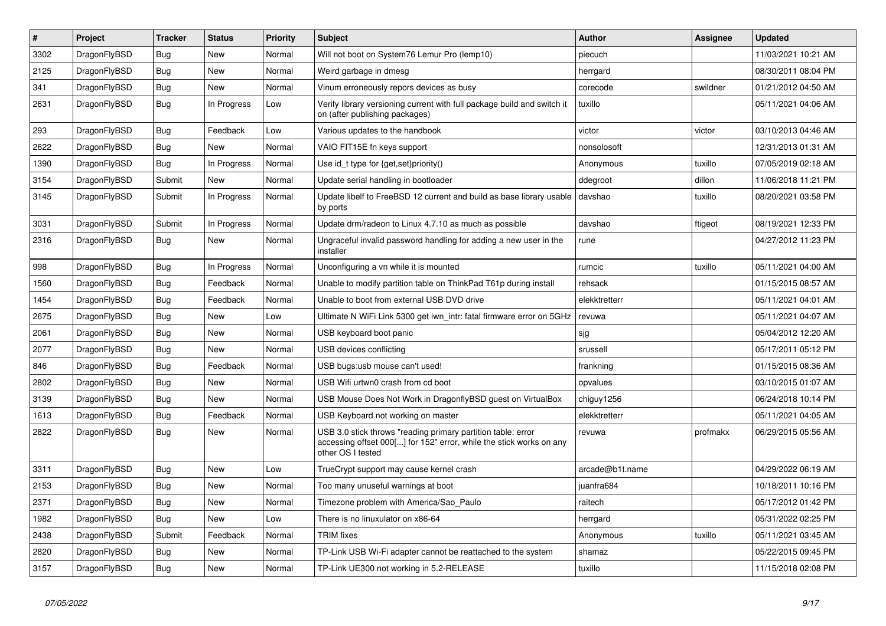| # | Project | Tracker | Status | Priority | Subject | Author | Assignee | Updated |
|---|---|---|---|---|---|---|---|---|
| 3302 | DragonFlyBSD | Bug | New | Normal | Will not boot on System76 Lemur Pro (lemp10) | piecuch | | 11/03/2021 10:21 AM |
| 2125 | DragonFlyBSD | Bug | New | Normal | Weird garbage in dmesg | herrgard | | 08/30/2011 08:04 PM |
| 341 | DragonFlyBSD | Bug | New | Normal | Vinum erroneously repors devices as busy | corecode | swildner | 01/21/2012 04:50 AM |
| 2631 | DragonFlyBSD | Bug | In Progress | Low | Verify library versioning current with full package build and switch it on (after publishing packages) | tuxillo | | 05/11/2021 04:06 AM |
| 293 | DragonFlyBSD | Bug | Feedback | Low | Various updates to the handbook | victor | victor | 03/10/2013 04:46 AM |
| 2622 | DragonFlyBSD | Bug | New | Normal | VAIO FIT15E fn keys support | nonsolosoft | | 12/31/2013 01:31 AM |
| 1390 | DragonFlyBSD | Bug | In Progress | Normal | Use id_t type for {get,set}priority() | Anonymous | tuxillo | 07/05/2019 02:18 AM |
| 3154 | DragonFlyBSD | Submit | New | Normal | Update serial handling in bootloader | ddegroot | dillon | 11/06/2018 11:21 PM |
| 3145 | DragonFlyBSD | Submit | In Progress | Normal | Update libelf to FreeBSD 12 current and build as base library usable by ports | davshao | tuxillo | 08/20/2021 03:58 PM |
| 3031 | DragonFlyBSD | Submit | In Progress | Normal | Update drm/radeon to Linux 4.7.10 as much as possible | davshao | ftigeot | 08/19/2021 12:33 PM |
| 2316 | DragonFlyBSD | Bug | New | Normal | Ungraceful invalid password handling for adding a new user in the installer | rune | | 04/27/2012 11:23 PM |
| 998 | DragonFlyBSD | Bug | In Progress | Normal | Unconfiguring a vn while it is mounted | rumcic | tuxillo | 05/11/2021 04:00 AM |
| 1560 | DragonFlyBSD | Bug | Feedback | Normal | Unable to modify partition table on ThinkPad T61p during install | rehsack | | 01/15/2015 08:57 AM |
| 1454 | DragonFlyBSD | Bug | Feedback | Normal | Unable to boot from external USB DVD drive | elekktretterr | | 05/11/2021 04:01 AM |
| 2675 | DragonFlyBSD | Bug | New | Low | Ultimate N WiFi Link 5300 get iwn_intr: fatal firmware error on 5GHz | revuwa | | 05/11/2021 04:07 AM |
| 2061 | DragonFlyBSD | Bug | New | Normal | USB keyboard boot panic | sjg | | 05/04/2012 12:20 AM |
| 2077 | DragonFlyBSD | Bug | New | Normal | USB devices conflicting | srussell | | 05/17/2011 05:12 PM |
| 846 | DragonFlyBSD | Bug | Feedback | Normal | USB bugs:usb mouse can't used! | frankning | | 01/15/2015 08:36 AM |
| 2802 | DragonFlyBSD | Bug | New | Normal | USB Wifi urtwn0 crash from cd boot | opvalues | | 03/10/2015 01:07 AM |
| 3139 | DragonFlyBSD | Bug | New | Normal | USB Mouse Does Not Work in DragonflyBSD guest on VirtualBox | chiguy1256 | | 06/24/2018 10:14 PM |
| 1613 | DragonFlyBSD | Bug | Feedback | Normal | USB Keyboard not working on master | elekktretterr | | 05/11/2021 04:05 AM |
| 2822 | DragonFlyBSD | Bug | New | Normal | USB 3.0 stick throws "reading primary partition table: error accessing offset 000[...] for 152" error, while the stick works on any other OS I tested | revuwa | profmakx | 06/29/2015 05:56 AM |
| 3311 | DragonFlyBSD | Bug | New | Low | TrueCrypt support may cause kernel crash | arcade@b1t.name | | 04/29/2022 06:19 AM |
| 2153 | DragonFlyBSD | Bug | New | Normal | Too many unuseful warnings at boot | juanfra684 | | 10/18/2011 10:16 PM |
| 2371 | DragonFlyBSD | Bug | New | Normal | Timezone problem with America/Sao_Paulo | raitech | | 05/17/2012 01:42 PM |
| 1982 | DragonFlyBSD | Bug | New | Low | There is no linuxulator on x86-64 | herrgard | | 05/31/2022 02:25 PM |
| 2438 | DragonFlyBSD | Submit | Feedback | Normal | TRIM fixes | Anonymous | tuxillo | 05/11/2021 03:45 AM |
| 2820 | DragonFlyBSD | Bug | New | Normal | TP-Link USB Wi-Fi adapter cannot be reattached to the system | shamaz | | 05/22/2015 09:45 PM |
| 3157 | DragonFlyBSD | Bug | New | Normal | TP-Link UE300 not working in 5.2-RELEASE | tuxillo | | 11/15/2018 02:08 PM |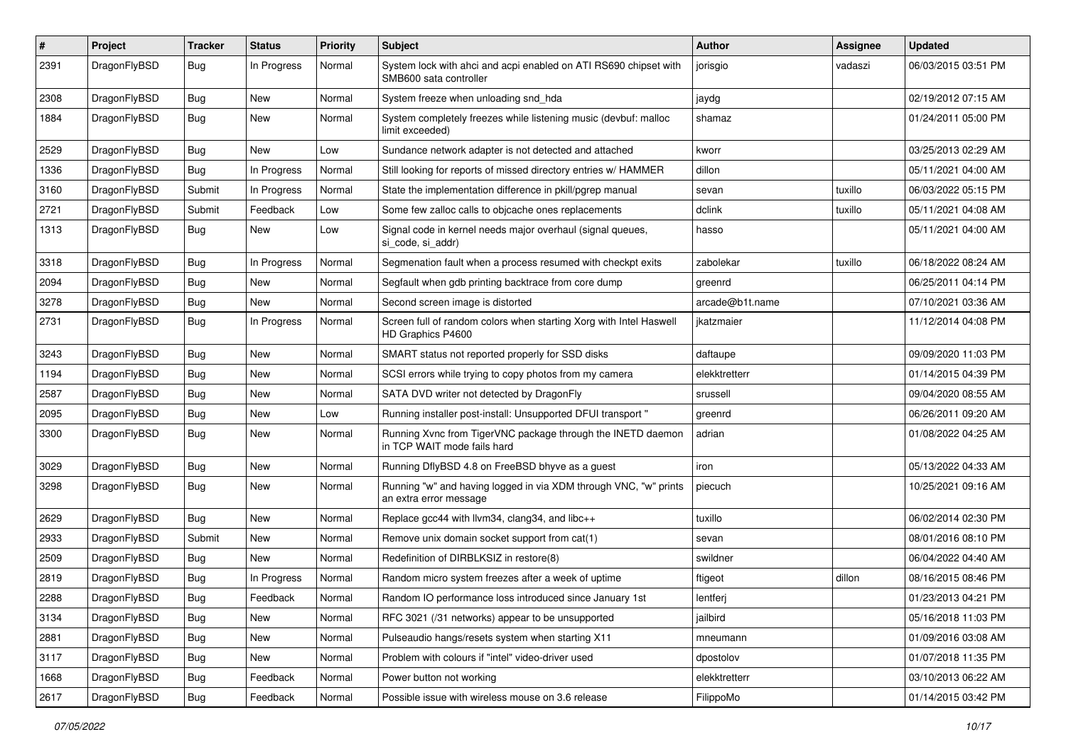| # | Project | Tracker | Status | Priority | Subject | Author | Assignee | Updated |
|---|---|---|---|---|---|---|---|---|
| 2391 | DragonFlyBSD | Bug | In Progress | Normal | System lock with ahci and acpi enabled on ATI RS690 chipset with SMB600 sata controller | jorisgio | vadaszi | 06/03/2015 03:51 PM |
| 2308 | DragonFlyBSD | Bug | New | Normal | System freeze when unloading snd_hda | jaydg | | 02/19/2012 07:15 AM |
| 1884 | DragonFlyBSD | Bug | New | Normal | System completely freezes while listening music (devbuf: malloc limit exceeded) | shamaz | | 01/24/2011 05:00 PM |
| 2529 | DragonFlyBSD | Bug | New | Low | Sundance network adapter is not detected and attached | kworr | | 03/25/2013 02:29 AM |
| 1336 | DragonFlyBSD | Bug | In Progress | Normal | Still looking for reports of missed directory entries w/ HAMMER | dillon | | 05/11/2021 04:00 AM |
| 3160 | DragonFlyBSD | Submit | In Progress | Normal | State the implementation difference in pkill/pgrep manual | sevan | tuxillo | 06/03/2022 05:15 PM |
| 2721 | DragonFlyBSD | Submit | Feedback | Low | Some few zalloc calls to objcache ones replacements | dclink | tuxillo | 05/11/2021 04:08 AM |
| 1313 | DragonFlyBSD | Bug | New | Low | Signal code in kernel needs major overhaul (signal queues, si_code, si_addr) | hasso | | 05/11/2021 04:00 AM |
| 3318 | DragonFlyBSD | Bug | In Progress | Normal | Segmenation fault when a process resumed with checkpt exits | zabolekar | tuxillo | 06/18/2022 08:24 AM |
| 2094 | DragonFlyBSD | Bug | New | Normal | Segfault when gdb printing backtrace from core dump | greenrd | | 06/25/2011 04:14 PM |
| 3278 | DragonFlyBSD | Bug | New | Normal | Second screen image is distorted | arcade@b1t.name | | 07/10/2021 03:36 AM |
| 2731 | DragonFlyBSD | Bug | In Progress | Normal | Screen full of random colors when starting Xorg with Intel Haswell HD Graphics P4600 | jkatzmaier | | 11/12/2014 04:08 PM |
| 3243 | DragonFlyBSD | Bug | New | Normal | SMART status not reported properly for SSD disks | daftaupe | | 09/09/2020 11:03 PM |
| 1194 | DragonFlyBSD | Bug | New | Normal | SCSI errors while trying to copy photos from my camera | elekktretterr | | 01/14/2015 04:39 PM |
| 2587 | DragonFlyBSD | Bug | New | Normal | SATA DVD writer not detected by DragonFly | srussell | | 09/04/2020 08:55 AM |
| 2095 | DragonFlyBSD | Bug | New | Low | Running installer post-install: Unsupported DFUI transport " | greenrd | | 06/26/2011 09:20 AM |
| 3300 | DragonFlyBSD | Bug | New | Normal | Running Xvnc from TigerVNC package through the INETD daemon in TCP WAIT mode fails hard | adrian | | 01/08/2022 04:25 AM |
| 3029 | DragonFlyBSD | Bug | New | Normal | Running DflyBSD 4.8 on FreeBSD bhyve as a guest | iron | | 05/13/2022 04:33 AM |
| 3298 | DragonFlyBSD | Bug | New | Normal | Running "w" and having logged in via XDM through VNC, "w" prints an extra error message | piecuch | | 10/25/2021 09:16 AM |
| 2629 | DragonFlyBSD | Bug | New | Normal | Replace gcc44 with llvm34, clang34, and libc++ | tuxillo | | 06/02/2014 02:30 PM |
| 2933 | DragonFlyBSD | Submit | New | Normal | Remove unix domain socket support from cat(1) | sevan | | 08/01/2016 08:10 PM |
| 2509 | DragonFlyBSD | Bug | New | Normal | Redefinition of DIRBLKSIZ in restore(8) | swildner | | 06/04/2022 04:40 AM |
| 2819 | DragonFlyBSD | Bug | In Progress | Normal | Random micro system freezes after a week of uptime | ftigeot | dillon | 08/16/2015 08:46 PM |
| 2288 | DragonFlyBSD | Bug | Feedback | Normal | Random IO performance loss introduced since January 1st | lentferj | | 01/23/2013 04:21 PM |
| 3134 | DragonFlyBSD | Bug | New | Normal | RFC 3021 (/31 networks) appear to be unsupported | jailbird | | 05/16/2018 11:03 PM |
| 2881 | DragonFlyBSD | Bug | New | Normal | Pulseaudio hangs/resets system when starting X11 | mneumann | | 01/09/2016 03:08 AM |
| 3117 | DragonFlyBSD | Bug | New | Normal | Problem with colours if "intel" video-driver used | dpostolov | | 01/07/2018 11:35 PM |
| 1668 | DragonFlyBSD | Bug | Feedback | Normal | Power button not working | elekktretterr | | 03/10/2013 06:22 AM |
| 2617 | DragonFlyBSD | Bug | Feedback | Normal | Possible issue with wireless mouse on 3.6 release | FilippoMo | | 01/14/2015 03:42 PM |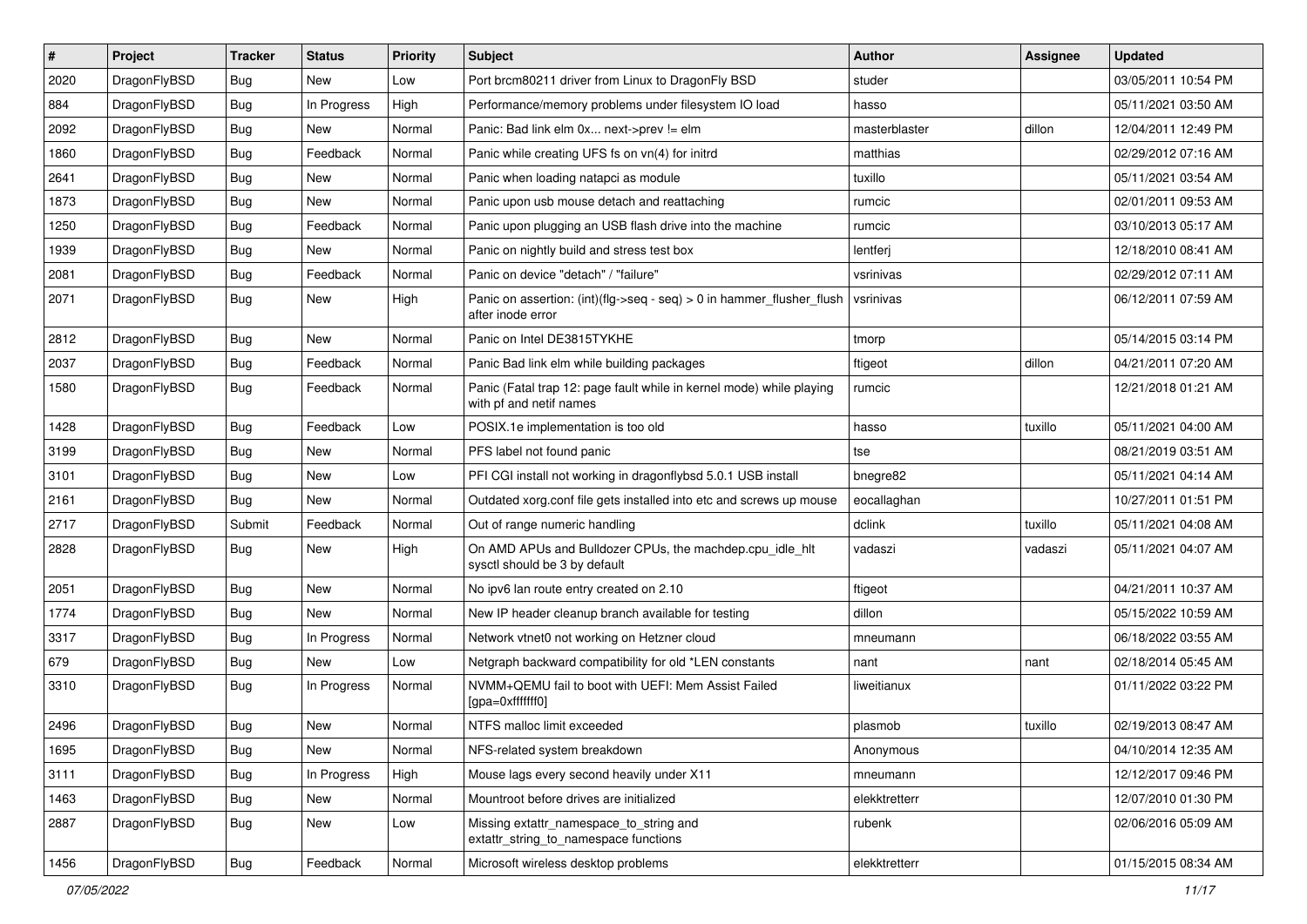| # | Project | Tracker | Status | Priority | Subject | Author | Assignee | Updated |
|---|---|---|---|---|---|---|---|---|
| 2020 | DragonFlyBSD | Bug | New | Low | Port brcm80211 driver from Linux to DragonFly BSD | studer | | 03/05/2011 10:54 PM |
| 884 | DragonFlyBSD | Bug | In Progress | High | Performance/memory problems under filesystem IO load | hasso | | 05/11/2021 03:50 AM |
| 2092 | DragonFlyBSD | Bug | New | Normal | Panic: Bad link elm 0x... next->prev != elm | masterblaster | dillon | 12/04/2011 12:49 PM |
| 1860 | DragonFlyBSD | Bug | Feedback | Normal | Panic while creating UFS fs on vn(4) for initrd | matthias | | 02/29/2012 07:16 AM |
| 2641 | DragonFlyBSD | Bug | New | Normal | Panic when loading natapci as module | tuxillo | | 05/11/2021 03:54 AM |
| 1873 | DragonFlyBSD | Bug | New | Normal | Panic upon usb mouse detach and reattaching | rumcic | | 02/01/2011 09:53 AM |
| 1250 | DragonFlyBSD | Bug | Feedback | Normal | Panic upon plugging an USB flash drive into the machine | rumcic | | 03/10/2013 05:17 AM |
| 1939 | DragonFlyBSD | Bug | New | Normal | Panic on nightly build and stress test box | lentferj | | 12/18/2010 08:41 AM |
| 2081 | DragonFlyBSD | Bug | Feedback | Normal | Panic on device "detach" / "failure" | vsrinivas | | 02/29/2012 07:11 AM |
| 2071 | DragonFlyBSD | Bug | New | High | Panic on assertion: (int)(flg->seq - seq) > 0 in hammer_flusher_flush after inode error | vsrinivas | | 06/12/2011 07:59 AM |
| 2812 | DragonFlyBSD | Bug | New | Normal | Panic on Intel DE3815TYKHE | tmorp | | 05/14/2015 03:14 PM |
| 2037 | DragonFlyBSD | Bug | Feedback | Normal | Panic Bad link elm while building packages | ftigeot | dillon | 04/21/2011 07:20 AM |
| 1580 | DragonFlyBSD | Bug | Feedback | Normal | Panic (Fatal trap 12: page fault while in kernel mode) while playing with pf and netif names | rumcic | | 12/21/2018 01:21 AM |
| 1428 | DragonFlyBSD | Bug | Feedback | Low | POSIX.1e implementation is too old | hasso | tuxillo | 05/11/2021 04:00 AM |
| 3199 | DragonFlyBSD | Bug | New | Normal | PFS label not found panic | tse | | 08/21/2019 03:51 AM |
| 3101 | DragonFlyBSD | Bug | New | Low | PFI CGI install not working in dragonflybsd 5.0.1 USB install | bnegre82 | | 05/11/2021 04:14 AM |
| 2161 | DragonFlyBSD | Bug | New | Normal | Outdated xorg.conf file gets installed into etc and screws up mouse | eocallaghan | | 10/27/2011 01:51 PM |
| 2717 | DragonFlyBSD | Submit | Feedback | Normal | Out of range numeric handling | dclink | tuxillo | 05/11/2021 04:08 AM |
| 2828 | DragonFlyBSD | Bug | New | High | On AMD APUs and Bulldozer CPUs, the machdep.cpu_idle_hlt sysctl should be 3 by default | vadaszi | vadaszi | 05/11/2021 04:07 AM |
| 2051 | DragonFlyBSD | Bug | New | Normal | No ipv6 lan route entry created on 2.10 | ftigeot | | 04/21/2011 10:37 AM |
| 1774 | DragonFlyBSD | Bug | New | Normal | New IP header cleanup branch available for testing | dillon | | 05/15/2022 10:59 AM |
| 3317 | DragonFlyBSD | Bug | In Progress | Normal | Network vtnet0 not working on Hetzner cloud | mneumann | | 06/18/2022 03:55 AM |
| 679 | DragonFlyBSD | Bug | New | Low | Netgraph backward compatibility for old *LEN constants | nant | nant | 02/18/2014 05:45 AM |
| 3310 | DragonFlyBSD | Bug | In Progress | Normal | NVMM+QEMU fail to boot with UEFI: Mem Assist Failed [gpa=0xfffffff0] | liweitianux | | 01/11/2022 03:22 PM |
| 2496 | DragonFlyBSD | Bug | New | Normal | NTFS malloc limit exceeded | plasmob | tuxillo | 02/19/2013 08:47 AM |
| 1695 | DragonFlyBSD | Bug | New | Normal | NFS-related system breakdown | Anonymous | | 04/10/2014 12:35 AM |
| 3111 | DragonFlyBSD | Bug | In Progress | High | Mouse lags every second heavily under X11 | mneumann | | 12/12/2017 09:46 PM |
| 1463 | DragonFlyBSD | Bug | New | Normal | Mountroot before drives are initialized | elekktretterr | | 12/07/2010 01:30 PM |
| 2887 | DragonFlyBSD | Bug | New | Low | Missing extattr_namespace_to_string and extattr_string_to_namespace functions | rubenk | | 02/06/2016 05:09 AM |
| 1456 | DragonFlyBSD | Bug | Feedback | Normal | Microsoft wireless desktop problems | elekktretterr | | 01/15/2015 08:34 AM |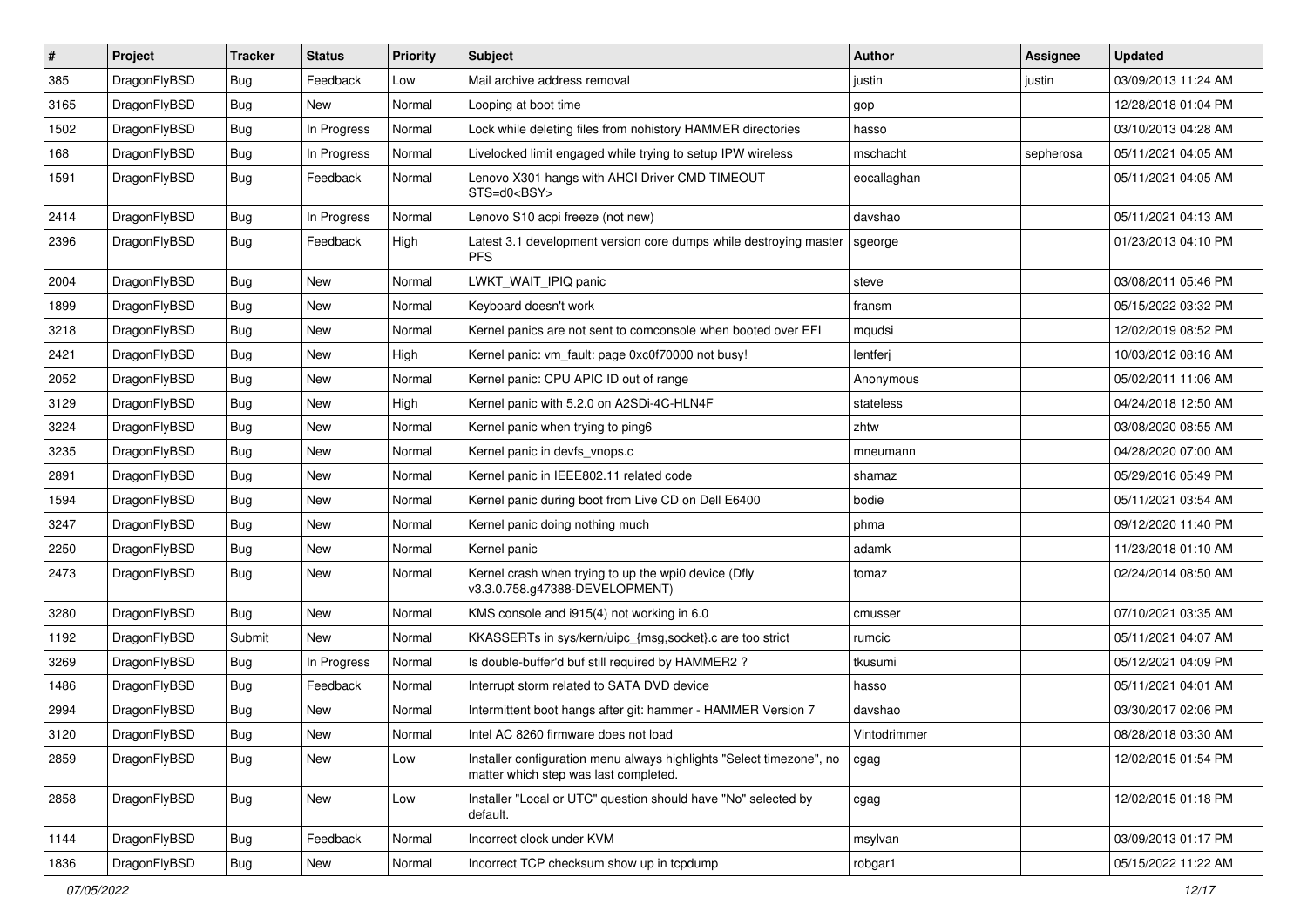| # | Project | Tracker | Status | Priority | Subject | Author | Assignee | Updated |
|---|---|---|---|---|---|---|---|---|
| 385 | DragonFlyBSD | Bug | Feedback | Low | Mail archive address removal | justin | justin | 03/09/2013 11:24 AM |
| 3165 | DragonFlyBSD | Bug | New | Normal | Looping at boot time | gop | | 12/28/2018 01:04 PM |
| 1502 | DragonFlyBSD | Bug | In Progress | Normal | Lock while deleting files from nohistory HAMMER directories | hasso | | 03/10/2013 04:28 AM |
| 168 | DragonFlyBSD | Bug | In Progress | Normal | Livelocked limit engaged while trying to setup IPW wireless | mschacht | sepherosa | 05/11/2021 04:05 AM |
| 1591 | DragonFlyBSD | Bug | Feedback | Normal | Lenovo X301 hangs with AHCI Driver CMD TIMEOUT STS=d0<BSY> | eocallaghan | | 05/11/2021 04:05 AM |
| 2414 | DragonFlyBSD | Bug | In Progress | Normal | Lenovo S10 acpi freeze (not new) | davshao | | 05/11/2021 04:13 AM |
| 2396 | DragonFlyBSD | Bug | Feedback | High | Latest 3.1 development version core dumps while destroying master PFS | sgeorge | | 01/23/2013 04:10 PM |
| 2004 | DragonFlyBSD | Bug | New | Normal | LWKT_WAIT_IPIQ panic | steve | | 03/08/2011 05:46 PM |
| 1899 | DragonFlyBSD | Bug | New | Normal | Keyboard doesn't work | fransm | | 05/15/2022 03:32 PM |
| 3218 | DragonFlyBSD | Bug | New | Normal | Kernel panics are not sent to comconsole when booted over EFI | mqudsi | | 12/02/2019 08:52 PM |
| 2421 | DragonFlyBSD | Bug | New | High | Kernel panic: vm_fault: page 0xc0f70000 not busy! | lentferj | | 10/03/2012 08:16 AM |
| 2052 | DragonFlyBSD | Bug | New | Normal | Kernel panic: CPU APIC ID out of range | Anonymous | | 05/02/2011 11:06 AM |
| 3129 | DragonFlyBSD | Bug | New | High | Kernel panic with 5.2.0 on A2SDi-4C-HLN4F | stateless | | 04/24/2018 12:50 AM |
| 3224 | DragonFlyBSD | Bug | New | Normal | Kernel panic when trying to ping6 | zhtw | | 03/08/2020 08:55 AM |
| 3235 | DragonFlyBSD | Bug | New | Normal | Kernel panic in devfs_vnops.c | mneumann | | 04/28/2020 07:00 AM |
| 2891 | DragonFlyBSD | Bug | New | Normal | Kernel panic in IEEE802.11 related code | shamaz | | 05/29/2016 05:49 PM |
| 1594 | DragonFlyBSD | Bug | New | Normal | Kernel panic during boot from Live CD on Dell E6400 | bodie | | 05/11/2021 03:54 AM |
| 3247 | DragonFlyBSD | Bug | New | Normal | Kernel panic doing nothing much | phma | | 09/12/2020 11:40 PM |
| 2250 | DragonFlyBSD | Bug | New | Normal | Kernel panic | adamk | | 11/23/2018 01:10 AM |
| 2473 | DragonFlyBSD | Bug | New | Normal | Kernel crash when trying to up the wpi0 device (Dfly v3.3.0.758.g47388-DEVELOPMENT) | tomaz | | 02/24/2014 08:50 AM |
| 3280 | DragonFlyBSD | Bug | New | Normal | KMS console and i915(4) not working in 6.0 | cmusser | | 07/10/2021 03:35 AM |
| 1192 | DragonFlyBSD | Submit | New | Normal | KKASSERTs in sys/kern/uipc_{msg,socket}.c are too strict | rumcic | | 05/11/2021 04:07 AM |
| 3269 | DragonFlyBSD | Bug | In Progress | Normal | Is double-buffer'd buf still required by HAMMER2 ? | tkusumi | | 05/12/2021 04:09 PM |
| 1486 | DragonFlyBSD | Bug | Feedback | Normal | Interrupt storm related to SATA DVD device | hasso | | 05/11/2021 04:01 AM |
| 2994 | DragonFlyBSD | Bug | New | Normal | Intermittent boot hangs after git: hammer - HAMMER Version 7 | davshao | | 03/30/2017 02:06 PM |
| 3120 | DragonFlyBSD | Bug | New | Normal | Intel AC 8260 firmware does not load | Vintodrimmer | | 08/28/2018 03:30 AM |
| 2859 | DragonFlyBSD | Bug | New | Low | Installer configuration menu always highlights "Select timezone", no matter which step was last completed. | cgag | | 12/02/2015 01:54 PM |
| 2858 | DragonFlyBSD | Bug | New | Low | Installer "Local or UTC" question should have "No" selected by default. | cgag | | 12/02/2015 01:18 PM |
| 1144 | DragonFlyBSD | Bug | Feedback | Normal | Incorrect clock under KVM | msylvan | | 03/09/2013 01:17 PM |
| 1836 | DragonFlyBSD | Bug | New | Normal | Incorrect TCP checksum show up in tcpdump | robgar1 | | 05/15/2022 11:22 AM |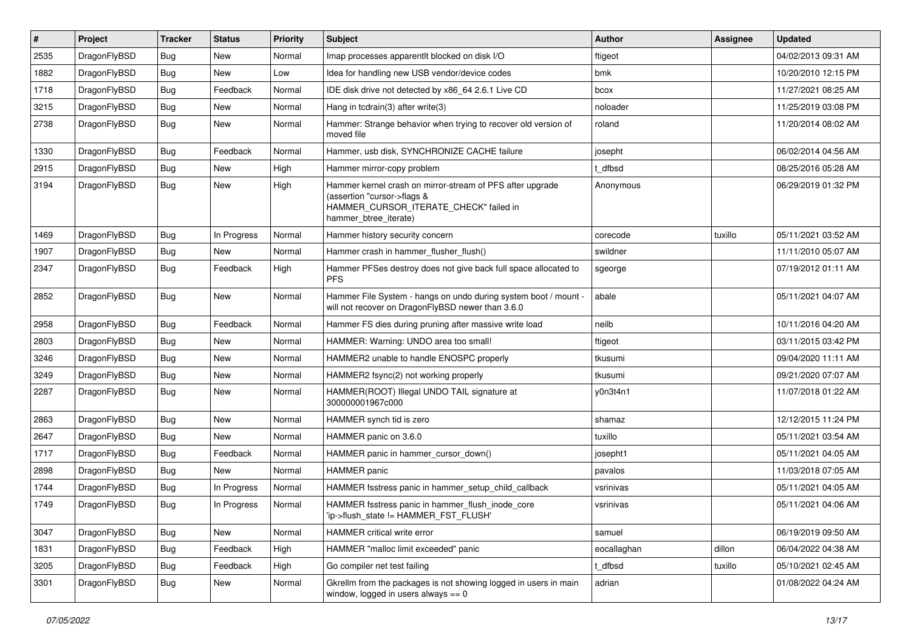| # | Project | Tracker | Status | Priority | Subject | Author | Assignee | Updated |
|---|---|---|---|---|---|---|---|---|
| 2535 | DragonFlyBSD | Bug | New | Normal | Imap processes apparentlt blocked on disk I/O | ftigeot | | 04/02/2013 09:31 AM |
| 1882 | DragonFlyBSD | Bug | New | Low | Idea for handling new USB vendor/device codes | bmk | | 10/20/2010 12:15 PM |
| 1718 | DragonFlyBSD | Bug | Feedback | Normal | IDE disk drive not detected by x86_64 2.6.1 Live CD | bcox | | 11/27/2021 08:25 AM |
| 3215 | DragonFlyBSD | Bug | New | Normal | Hang in tcdrain(3) after write(3) | noloader | | 11/25/2019 03:08 PM |
| 2738 | DragonFlyBSD | Bug | New | Normal | Hammer: Strange behavior when trying to recover old version of moved file | roland | | 11/20/2014 08:02 AM |
| 1330 | DragonFlyBSD | Bug | Feedback | Normal | Hammer, usb disk, SYNCHRONIZE CACHE failure | josepht | | 06/02/2014 04:56 AM |
| 2915 | DragonFlyBSD | Bug | New | High | Hammer mirror-copy problem | t_dfbsd | | 08/25/2016 05:28 AM |
| 3194 | DragonFlyBSD | Bug | New | High | Hammer kernel crash on mirror-stream of PFS after upgrade (assertion "cursor->flags & HAMMER_CURSOR_ITERATE_CHECK" failed in hammer_btree_iterate) | Anonymous | | 06/29/2019 01:32 PM |
| 1469 | DragonFlyBSD | Bug | In Progress | Normal | Hammer history security concern | corecode | tuxillo | 05/11/2021 03:52 AM |
| 1907 | DragonFlyBSD | Bug | New | Normal | Hammer crash in hammer_flusher_flush() | swildner | | 11/11/2010 05:07 AM |
| 2347 | DragonFlyBSD | Bug | Feedback | High | Hammer PFSes destroy does not give back full space allocated to PFS | sgeorge | | 07/19/2012 01:11 AM |
| 2852 | DragonFlyBSD | Bug | New | Normal | Hammer File System - hangs on undo during system boot / mount - will not recover on DragonFlyBSD newer than 3.6.0 | abale | | 05/11/2021 04:07 AM |
| 2958 | DragonFlyBSD | Bug | Feedback | Normal | Hammer FS dies during pruning after massive write load | neilb | | 10/11/2016 04:20 AM |
| 2803 | DragonFlyBSD | Bug | New | Normal | HAMMER: Warning: UNDO area too small! | ftigeot | | 03/11/2015 03:42 PM |
| 3246 | DragonFlyBSD | Bug | New | Normal | HAMMER2 unable to handle ENOSPC properly | tkusumi | | 09/04/2020 11:11 AM |
| 3249 | DragonFlyBSD | Bug | New | Normal | HAMMER2 fsync(2) not working properly | tkusumi | | 09/21/2020 07:07 AM |
| 2287 | DragonFlyBSD | Bug | New | Normal | HAMMER(ROOT) Illegal UNDO TAIL signature at 300000001967c000 | y0n3t4n1 | | 11/07/2018 01:22 AM |
| 2863 | DragonFlyBSD | Bug | New | Normal | HAMMER synch tid is zero | shamaz | | 12/12/2015 11:24 PM |
| 2647 | DragonFlyBSD | Bug | New | Normal | HAMMER panic on 3.6.0 | tuxillo | | 05/11/2021 03:54 AM |
| 1717 | DragonFlyBSD | Bug | Feedback | Normal | HAMMER panic in hammer_cursor_down() | josepht1 | | 05/11/2021 04:05 AM |
| 2898 | DragonFlyBSD | Bug | New | Normal | HAMMER panic | pavalos | | 11/03/2018 07:05 AM |
| 1744 | DragonFlyBSD | Bug | In Progress | Normal | HAMMER fsstress panic in hammer_setup_child_callback | vsrinivas | | 05/11/2021 04:05 AM |
| 1749 | DragonFlyBSD | Bug | In Progress | Normal | HAMMER fsstress panic in hammer_flush_inode_core 'ip->flush_state != HAMMER_FST_FLUSH' | vsrinivas | | 05/11/2021 04:06 AM |
| 3047 | DragonFlyBSD | Bug | New | Normal | HAMMER critical write error | samuel | | 06/19/2019 09:50 AM |
| 1831 | DragonFlyBSD | Bug | Feedback | High | HAMMER "malloc limit exceeded" panic | eocallaghan | dillon | 06/04/2022 04:38 AM |
| 3205 | DragonFlyBSD | Bug | Feedback | High | Go compiler net test failing | t_dfbsd | tuxillo | 05/10/2021 02:45 AM |
| 3301 | DragonFlyBSD | Bug | New | Normal | Gkrellm from the packages is not showing logged in users in main window, logged in users always == 0 | adrian | | 01/08/2022 04:24 AM |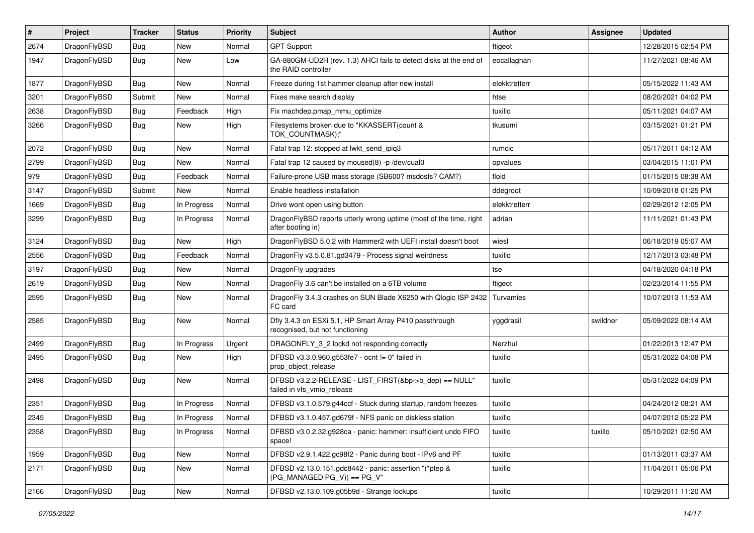| # | Project | Tracker | Status | Priority | Subject | Author | Assignee | Updated |
|---|---|---|---|---|---|---|---|---|
| 2674 | DragonFlyBSD | Bug | New | Normal | GPT Support | ftigeot | | 12/28/2015 02:54 PM |
| 1947 | DragonFlyBSD | Bug | New | Low | GA-880GM-UD2H (rev. 1.3) AHCI fails to detect disks at the end of the RAID controller | eocallaghan | | 11/27/2021 08:46 AM |
| 1877 | DragonFlyBSD | Bug | New | Normal | Freeze during 1st hammer cleanup after new install | elekktretterr | | 05/15/2022 11:43 AM |
| 3201 | DragonFlyBSD | Submit | New | Normal | Fixes make search display | htse | | 08/20/2021 04:02 PM |
| 2638 | DragonFlyBSD | Bug | Feedback | High | Fix machdep.pmap_mmu_optimize | tuxillo | | 05/11/2021 04:07 AM |
| 3266 | DragonFlyBSD | Bug | New | High | Filesystems broken due to "KKASSERT(count & TOK_COUNTMASK);" | tkusumi | | 03/15/2021 01:21 PM |
| 2072 | DragonFlyBSD | Bug | New | Normal | Fatal trap 12: stopped at lwkt_send_ipiq3 | rumcic | | 05/17/2011 04:12 AM |
| 2799 | DragonFlyBSD | Bug | New | Normal | Fatal trap 12 caused by moused(8) -p /dev/cual0 | opvalues | | 03/04/2015 11:01 PM |
| 979 | DragonFlyBSD | Bug | Feedback | Normal | Failure-prone USB mass storage (SB600? msdosfs? CAM?) | floid | | 01/15/2015 08:38 AM |
| 3147 | DragonFlyBSD | Submit | New | Normal | Enable headless installation | ddegroot | | 10/09/2018 01:25 PM |
| 1669 | DragonFlyBSD | Bug | In Progress | Normal | Drive wont open using button | elekktretterr | | 02/29/2012 12:05 PM |
| 3299 | DragonFlyBSD | Bug | In Progress | Normal | DragonFlyBSD reports utterly wrong uptime (most of the time, right after booting in) | adrian | | 11/11/2021 01:43 PM |
| 3124 | DragonFlyBSD | Bug | New | High | DragonFlyBSD 5.0.2 with Hammer2 with UEFI install doesn't boot | wiesl | | 06/18/2019 05:07 AM |
| 2556 | DragonFlyBSD | Bug | Feedback | Normal | DragonFly v3.5.0.81.gd3479 - Process signal weirdness | tuxillo | | 12/17/2013 03:48 PM |
| 3197 | DragonFlyBSD | Bug | New | Normal | DragonFly upgrades | tse | | 04/18/2020 04:18 PM |
| 2619 | DragonFlyBSD | Bug | New | Normal | DragonFly 3.6 can't be installed on a 6TB volume | ftigeot | | 02/23/2014 11:55 PM |
| 2595 | DragonFlyBSD | Bug | New | Normal | DragonFly 3.4.3 crashes on SUN Blade X6250 with Qlogic ISP 2432 FC card | Turvamies | | 10/07/2013 11:53 AM |
| 2585 | DragonFlyBSD | Bug | New | Normal | Dfly 3.4.3 on ESXi 5.1, HP Smart Array P410 passthrough recognised, but not functioning | yggdrasil | swildner | 05/09/2022 08:14 AM |
| 2499 | DragonFlyBSD | Bug | In Progress | Urgent | DRAGONFLY_3_2 lockd not responding correctly | Nerzhul | | 01/22/2013 12:47 PM |
| 2495 | DragonFlyBSD | Bug | New | High | DFBSD v3.3.0.960.g553fe7 - ocnt != 0" failed in prop_object_release | tuxillo | | 05/31/2022 04:08 PM |
| 2498 | DragonFlyBSD | Bug | New | Normal | DFBSD v3.2.2-RELEASE - LIST_FIRST(&bp->b_dep) == NULL" failed in vfs_vmio_release | tuxillo | | 05/31/2022 04:09 PM |
| 2351 | DragonFlyBSD | Bug | In Progress | Normal | DFBSD v3.1.0.579.g44ccf - Stuck during startup, random freezes | tuxillo | | 04/24/2012 08:21 AM |
| 2345 | DragonFlyBSD | Bug | In Progress | Normal | DFBSD v3.1.0.457.gd679f - NFS panic on diskless station | tuxillo | | 04/07/2012 05:22 PM |
| 2358 | DragonFlyBSD | Bug | In Progress | Normal | DFBSD v3.0.2.32.g928ca - panic: hammer: insufficient undo FIFO space! | tuxillo | tuxillo | 05/10/2021 02:50 AM |
| 1959 | DragonFlyBSD | Bug | New | Normal | DFBSD v2.9.1.422.gc98f2 - Panic during boot - IPv6 and PF | tuxillo | | 01/13/2011 03:37 AM |
| 2171 | DragonFlyBSD | Bug | New | Normal | DFBSD v2.13.0.151.gdc8442 - panic: assertion "(*ptep & (PG_MANAGED\|PG_V)) == PG_V" | tuxillo | | 11/04/2011 05:06 PM |
| 2166 | DragonFlyBSD | Bug | New | Normal | DFBSD v2.13.0.109.g05b9d - Strange lockups | tuxillo | | 10/29/2011 11:20 AM |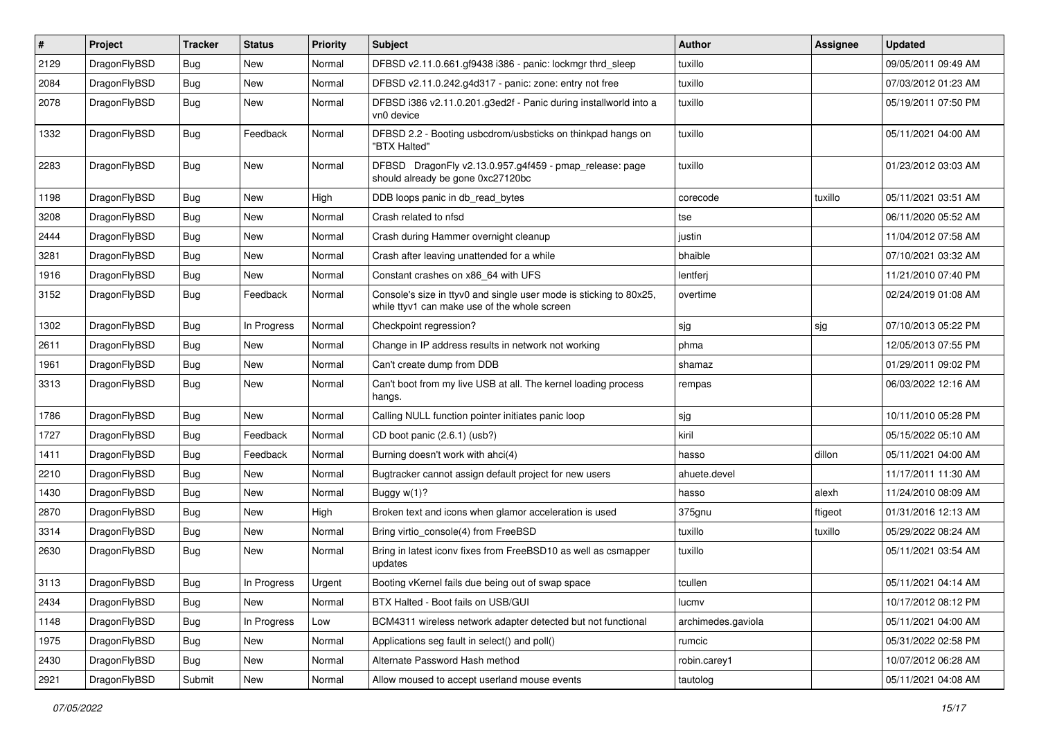| # | Project | Tracker | Status | Priority | Subject | Author | Assignee | Updated |
|---|---|---|---|---|---|---|---|---|
| 2129 | DragonFlyBSD | Bug | New | Normal | DFBSD v2.11.0.661.gf9438 i386 - panic: lockmgr thrd_sleep | tuxillo | | 09/05/2011 09:49 AM |
| 2084 | DragonFlyBSD | Bug | New | Normal | DFBSD v2.11.0.242.g4d317 - panic: zone: entry not free | tuxillo | | 07/03/2012 01:23 AM |
| 2078 | DragonFlyBSD | Bug | New | Normal | DFBSD i386 v2.11.0.201.g3ed2f - Panic during installworld into a vn0 device | tuxillo | | 05/19/2011 07:50 PM |
| 1332 | DragonFlyBSD | Bug | Feedback | Normal | DFBSD 2.2 - Booting usbcdrom/usbsticks on thinkpad hangs on "BTX Halted" | tuxillo | | 05/11/2021 04:00 AM |
| 2283 | DragonFlyBSD | Bug | New | Normal | DFBSD DragonFly v2.13.0.957.g4f459 - pmap_release: page should already be gone 0xc27120bc | tuxillo | | 01/23/2012 03:03 AM |
| 1198 | DragonFlyBSD | Bug | New | High | DDB loops panic in db_read_bytes | corecode | tuxillo | 05/11/2021 03:51 AM |
| 3208 | DragonFlyBSD | Bug | New | Normal | Crash related to nfsd | tse | | 06/11/2020 05:52 AM |
| 2444 | DragonFlyBSD | Bug | New | Normal | Crash during Hammer overnight cleanup | justin | | 11/04/2012 07:58 AM |
| 3281 | DragonFlyBSD | Bug | New | Normal | Crash after leaving unattended for a while | bhaible | | 07/10/2021 03:32 AM |
| 1916 | DragonFlyBSD | Bug | New | Normal | Constant crashes on x86_64 with UFS | lentferj | | 11/21/2010 07:40 PM |
| 3152 | DragonFlyBSD | Bug | Feedback | Normal | Console's size in ttyv0 and single user mode is sticking to 80x25, while ttyv1 can make use of the whole screen | overtime | | 02/24/2019 01:08 AM |
| 1302 | DragonFlyBSD | Bug | In Progress | Normal | Checkpoint regression? | sjg | sjg | 07/10/2013 05:22 PM |
| 2611 | DragonFlyBSD | Bug | New | Normal | Change in IP address results in network not working | phma | | 12/05/2013 07:55 PM |
| 1961 | DragonFlyBSD | Bug | New | Normal | Can't create dump from DDB | shamaz | | 01/29/2011 09:02 PM |
| 3313 | DragonFlyBSD | Bug | New | Normal | Can't boot from my live USB at all. The kernel loading process hangs. | rempas | | 06/03/2022 12:16 AM |
| 1786 | DragonFlyBSD | Bug | New | Normal | Calling NULL function pointer initiates panic loop | sjg | | 10/11/2010 05:28 PM |
| 1727 | DragonFlyBSD | Bug | Feedback | Normal | CD boot panic (2.6.1) (usb?) | kiril | | 05/15/2022 05:10 AM |
| 1411 | DragonFlyBSD | Bug | Feedback | Normal | Burning doesn't work with ahci(4) | hasso | dillon | 05/11/2021 04:00 AM |
| 2210 | DragonFlyBSD | Bug | New | Normal | Bugtracker cannot assign default project for new users | ahuete.devel | | 11/17/2011 11:30 AM |
| 1430 | DragonFlyBSD | Bug | New | Normal | Buggy w(1)? | hasso | alexh | 11/24/2010 08:09 AM |
| 2870 | DragonFlyBSD | Bug | New | High | Broken text and icons when glamor acceleration is used | 375gnu | ftigeot | 01/31/2016 12:13 AM |
| 3314 | DragonFlyBSD | Bug | New | Normal | Bring virtio_console(4) from FreeBSD | tuxillo | tuxillo | 05/29/2022 08:24 AM |
| 2630 | DragonFlyBSD | Bug | New | Normal | Bring in latest iconv fixes from FreeBSD10 as well as csmapper updates | tuxillo | | 05/11/2021 03:54 AM |
| 3113 | DragonFlyBSD | Bug | In Progress | Urgent | Booting vKernel fails due being out of swap space | tcullen | | 05/11/2021 04:14 AM |
| 2434 | DragonFlyBSD | Bug | New | Normal | BTX Halted - Boot fails on USB/GUI | lucmv | | 10/17/2012 08:12 PM |
| 1148 | DragonFlyBSD | Bug | In Progress | Low | BCM4311 wireless network adapter detected but not functional | archimedes.gaviola | | 05/11/2021 04:00 AM |
| 1975 | DragonFlyBSD | Bug | New | Normal | Applications seg fault in select() and poll() | rumcic | | 05/31/2022 02:58 PM |
| 2430 | DragonFlyBSD | Bug | New | Normal | Alternate Password Hash method | robin.carey1 | | 10/07/2012 06:28 AM |
| 2921 | DragonFlyBSD | Submit | New | Normal | Allow moused to accept userland mouse events | tautolog | | 05/11/2021 04:08 AM |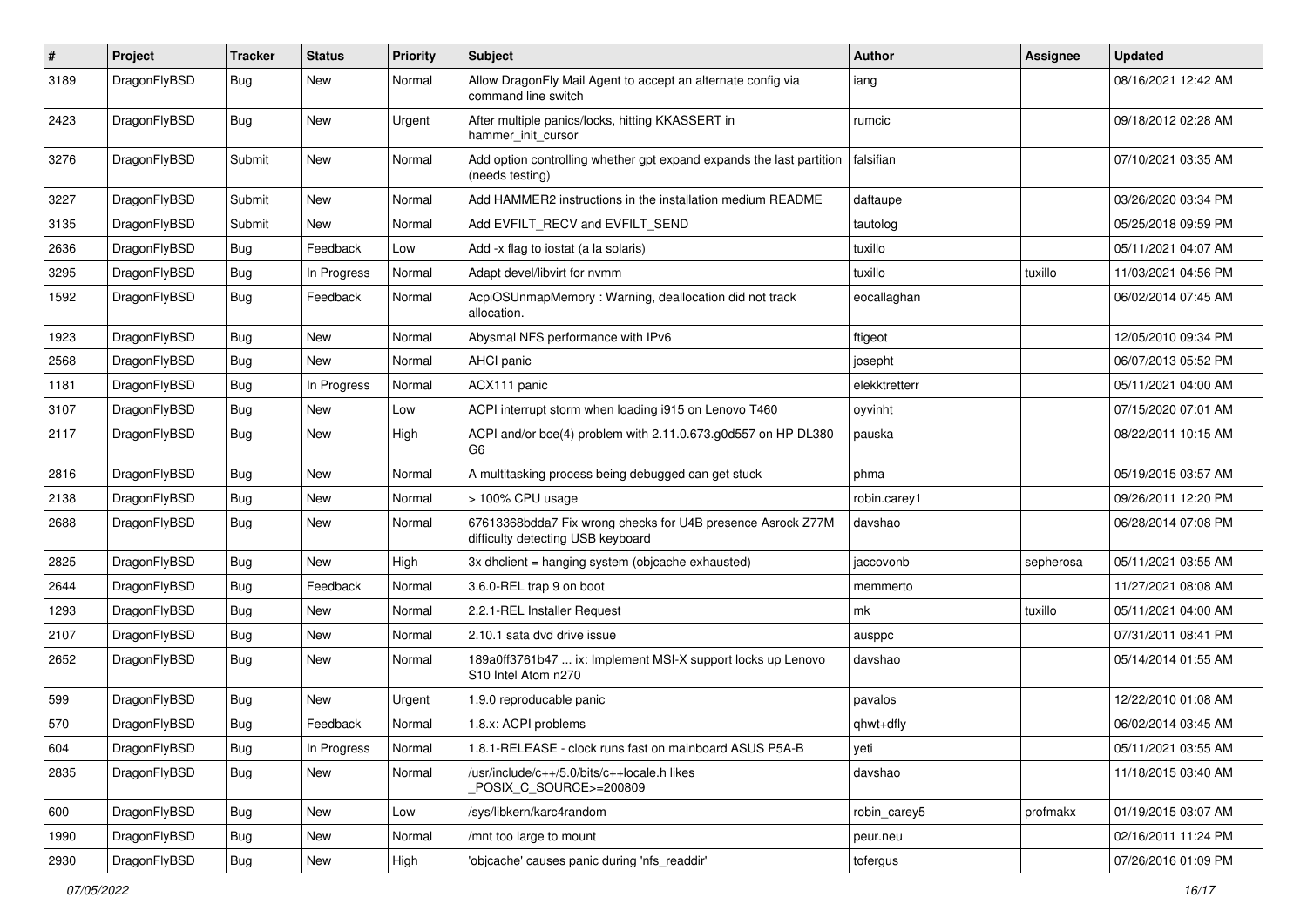| # | Project | Tracker | Status | Priority | Subject | Author | Assignee | Updated |
|---|---|---|---|---|---|---|---|---|
| 3189 | DragonFlyBSD | Bug | New | Normal | Allow DragonFly Mail Agent to accept an alternate config via command line switch | iang | | 08/16/2021 12:42 AM |
| 2423 | DragonFlyBSD | Bug | New | Urgent | After multiple panics/locks, hitting KKASSERT in hammer_init_cursor | rumcic | | 09/18/2012 02:28 AM |
| 3276 | DragonFlyBSD | Submit | New | Normal | Add option controlling whether gpt expand expands the last partition (needs testing) | falsifian | | 07/10/2021 03:35 AM |
| 3227 | DragonFlyBSD | Submit | New | Normal | Add HAMMER2 instructions in the installation medium README | daftaupe | | 03/26/2020 03:34 PM |
| 3135 | DragonFlyBSD | Submit | New | Normal | Add EVFILT_RECV and EVFILT_SEND | tautolog | | 05/25/2018 09:59 PM |
| 2636 | DragonFlyBSD | Bug | Feedback | Low | Add -x flag to iostat (a la solaris) | tuxillo | | 05/11/2021 04:07 AM |
| 3295 | DragonFlyBSD | Bug | In Progress | Normal | Adapt devel/libvirt for nvmm | tuxillo | tuxillo | 11/03/2021 04:56 PM |
| 1592 | DragonFlyBSD | Bug | Feedback | Normal | AcpiOSUnmapMemory : Warning, deallocation did not track allocation. | eocallaghan | | 06/02/2014 07:45 AM |
| 1923 | DragonFlyBSD | Bug | New | Normal | Abysmal NFS performance with IPv6 | ftigeot | | 12/05/2010 09:34 PM |
| 2568 | DragonFlyBSD | Bug | New | Normal | AHCI panic | josepht | | 06/07/2013 05:52 PM |
| 1181 | DragonFlyBSD | Bug | In Progress | Normal | ACX111 panic | elekktretterr | | 05/11/2021 04:00 AM |
| 3107 | DragonFlyBSD | Bug | New | Low | ACPI interrupt storm when loading i915 on Lenovo T460 | oyvinht | | 07/15/2020 07:01 AM |
| 2117 | DragonFlyBSD | Bug | New | High | ACPI and/or bce(4) problem with 2.11.0.673.g0d557 on HP DL380 G6 | pauska | | 08/22/2011 10:15 AM |
| 2816 | DragonFlyBSD | Bug | New | Normal | A multitasking process being debugged can get stuck | phma | | 05/19/2015 03:57 AM |
| 2138 | DragonFlyBSD | Bug | New | Normal | > 100% CPU usage | robin.carey1 | | 09/26/2011 12:20 PM |
| 2688 | DragonFlyBSD | Bug | New | Normal | 67613368bdda7 Fix wrong checks for U4B presence Asrock Z77M difficulty detecting USB keyboard | davshao | | 06/28/2014 07:08 PM |
| 2825 | DragonFlyBSD | Bug | New | High | 3x dhclient = hanging system (objcache exhausted) | jaccovonb | sepherosa | 05/11/2021 03:55 AM |
| 2644 | DragonFlyBSD | Bug | Feedback | Normal | 3.6.0-REL trap 9 on boot | memmerto | | 11/27/2021 08:08 AM |
| 1293 | DragonFlyBSD | Bug | New | Normal | 2.2.1-REL Installer Request | mk | tuxillo | 05/11/2021 04:00 AM |
| 2107 | DragonFlyBSD | Bug | New | Normal | 2.10.1 sata dvd drive issue | ausppc | | 07/31/2011 08:41 PM |
| 2652 | DragonFlyBSD | Bug | New | Normal | 189a0ff3761b47 ... ix: Implement MSI-X support locks up Lenovo S10 Intel Atom n270 | davshao | | 05/14/2014 01:55 AM |
| 599 | DragonFlyBSD | Bug | New | Urgent | 1.9.0 reproducable panic | pavalos | | 12/22/2010 01:08 AM |
| 570 | DragonFlyBSD | Bug | Feedback | Normal | 1.8.x: ACPI problems | qhwt+dfly | | 06/02/2014 03:45 AM |
| 604 | DragonFlyBSD | Bug | In Progress | Normal | 1.8.1-RELEASE - clock runs fast on mainboard ASUS P5A-B | yeti | | 05/11/2021 03:55 AM |
| 2835 | DragonFlyBSD | Bug | New | Normal | /usr/include/c++/5.0/bits/c++locale.h likes _POSIX_C_SOURCE>=200809 | davshao | | 11/18/2015 03:40 AM |
| 600 | DragonFlyBSD | Bug | New | Low | /sys/libkern/karc4random | robin_carey5 | profmakx | 01/19/2015 03:07 AM |
| 1990 | DragonFlyBSD | Bug | New | Normal | /mnt too large to mount | peur.neu | | 02/16/2011 11:24 PM |
| 2930 | DragonFlyBSD | Bug | New | High | 'objcache' causes panic during 'nfs_readdir' | tofergus | | 07/26/2016 01:09 PM |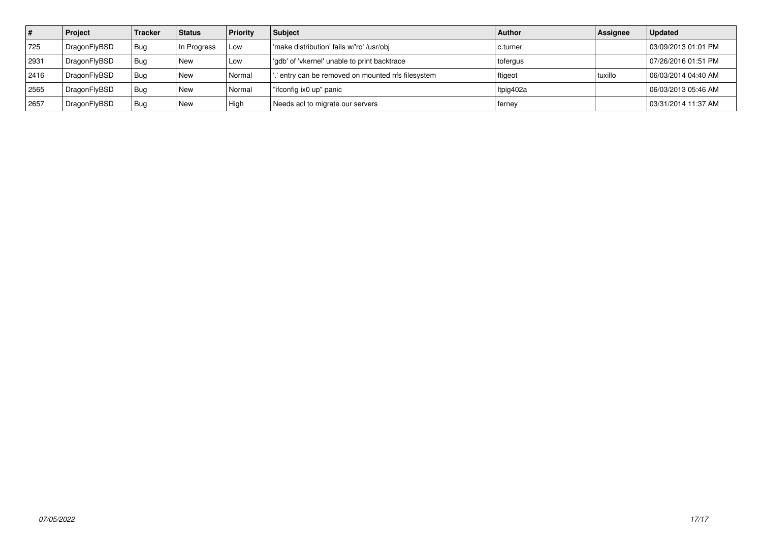| # | Project | Tracker | Status | Priority | Subject | Author | Assignee | Updated |
|---|---|---|---|---|---|---|---|---|
| 725 | DragonFlyBSD | Bug | In Progress | Low | 'make distribution' fails w/'ro' /usr/obj | c.turner | | 03/09/2013 01:01 PM |
| 2931 | DragonFlyBSD | Bug | New | Low | 'gdb' of 'vkernel' unable to print backtrace | tofergus | | 07/26/2016 01:51 PM |
| 2416 | DragonFlyBSD | Bug | New | Normal | '.' entry can be removed on mounted nfs filesystem | ftigeot | tuxillo | 06/03/2014 04:40 AM |
| 2565 | DragonFlyBSD | Bug | New | Normal | "ifconfig ix0 up" panic | Itpig402a | | 06/03/2013 05:46 AM |
| 2657 | DragonFlyBSD | Bug | New | High | Needs acl to migrate our servers | ferney | | 03/31/2014 11:37 AM |